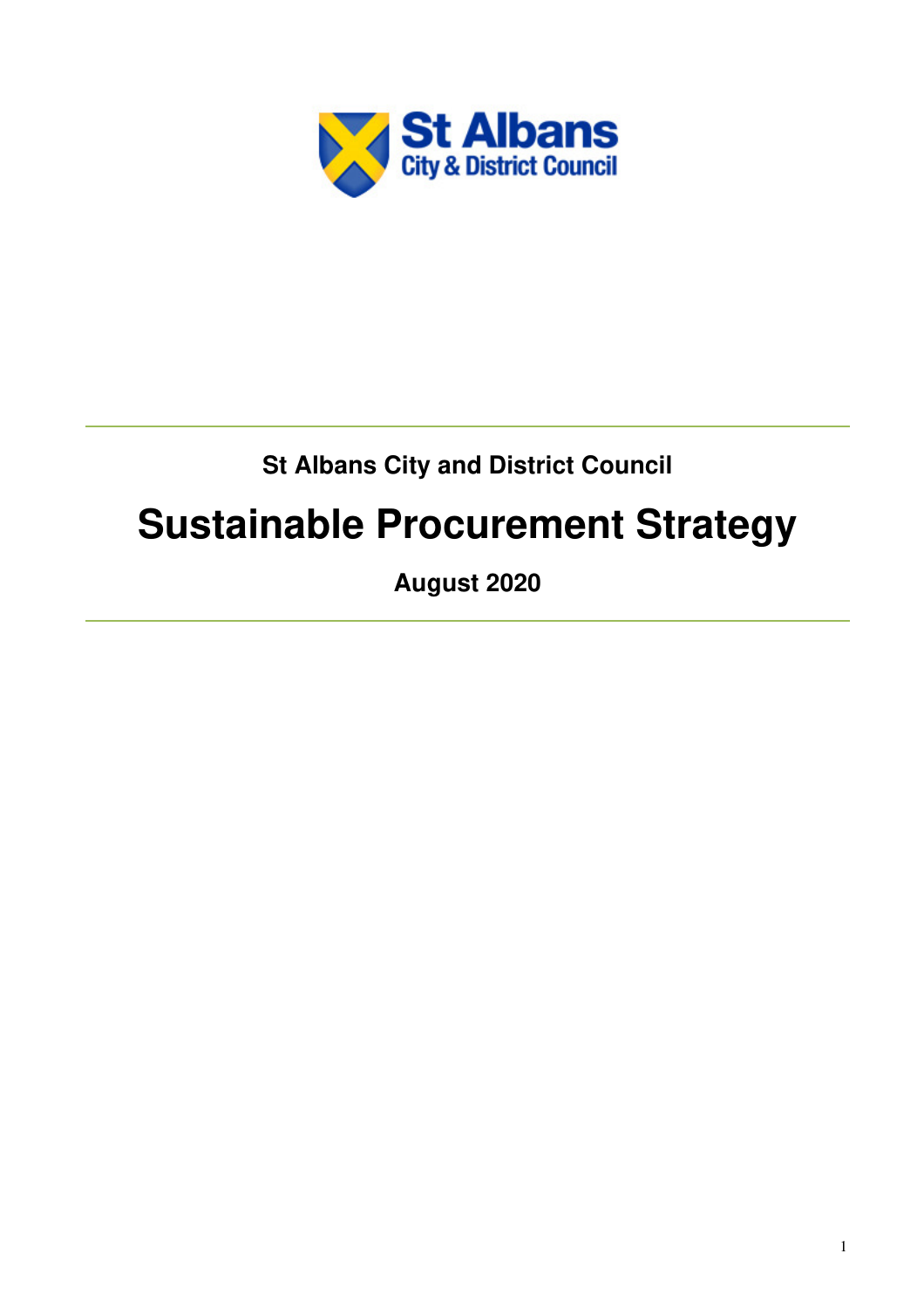St Albans City & District Council

St Albans City and District Council

# Sustainable Procurement Strategy

**August 2020**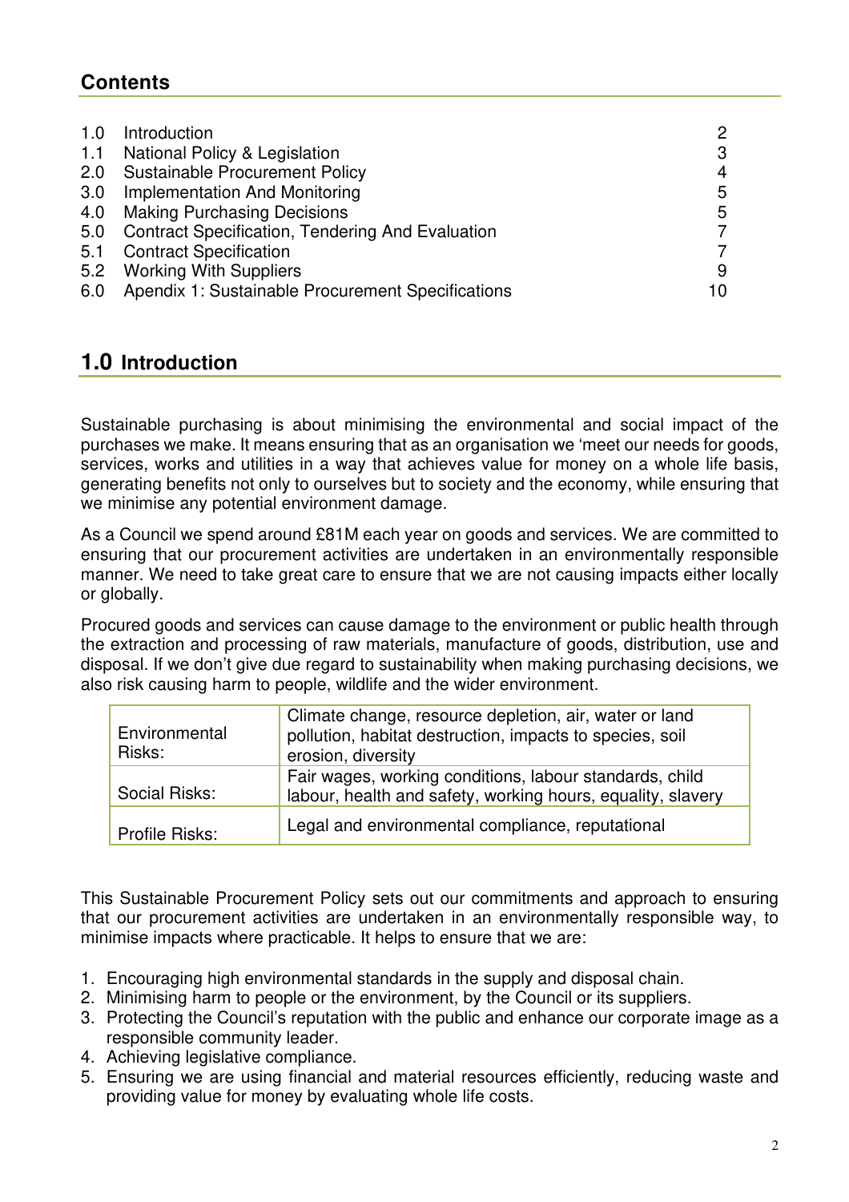## Contents

| | | |
|---|---|---|
| 1.0 | Introduction | 2 |
| 1.1 | National Policy & Legislation | 3 |
| 2.0 | Sustainable Procurement Policy | 4 |
| 3.0 | Implementation And Monitoring | 5 |
| 4.0 | Making Purchasing Decisions | 5 |
| 5.0 | Contract Specification, Tendering And Evaluation | 7 |
| 5.1 | Contract Specification | 7 |
| 5.2 | Working With Suppliers | 9 |
| 6.0 | Apendix 1: Sustainable Procurement Specifications | 10 |

## 1.0 Introduction

Sustainable purchasing is about minimising the environmental and social impact of the purchases we make. It means ensuring that as an organisation we 'meet our needs for goods, services, works and utilities in a way that achieves value for money on a whole life basis, generating benefits not only to ourselves but to society and the economy, while ensuring that we minimise any potential environment damage.

As a Council we spend around £81M each year on goods and services. We are committed to ensuring that our procurement activities are undertaken in an environmentally responsible manner. We need to take great care to ensure that we are not causing impacts either locally or globally.

Procured goods and services can cause damage to the environment or public health through the extraction and processing of raw materials, manufacture of goods, distribution, use and disposal. If we don't give due regard to sustainability when making purchasing decisions, we also risk causing harm to people, wildlife and the wider environment.

| | |
|---|---|
| Environmental Risks: | Climate change, resource depletion, air, water or land pollution, habitat destruction, impacts to species, soil erosion, diversity |
| Social Risks: | Fair wages, working conditions, labour standards, child labour, health and safety, working hours, equality, slavery |
| Profile Risks: | Legal and environmental compliance, reputational |

This Sustainable Procurement Policy sets out our commitments and approach to ensuring that our procurement activities are undertaken in an environmentally responsible way, to minimise impacts where practicable. It helps to ensure that we are:

1. Encouraging high environmental standards in the supply and disposal chain.
2. Minimising harm to people or the environment, by the Council or its suppliers.
3. Protecting the Council's reputation with the public and enhance our corporate image as a responsible community leader.
4. Achieving legislative compliance.
5. Ensuring we are using financial and material resources efficiently, reducing waste and providing value for money by evaluating whole life costs.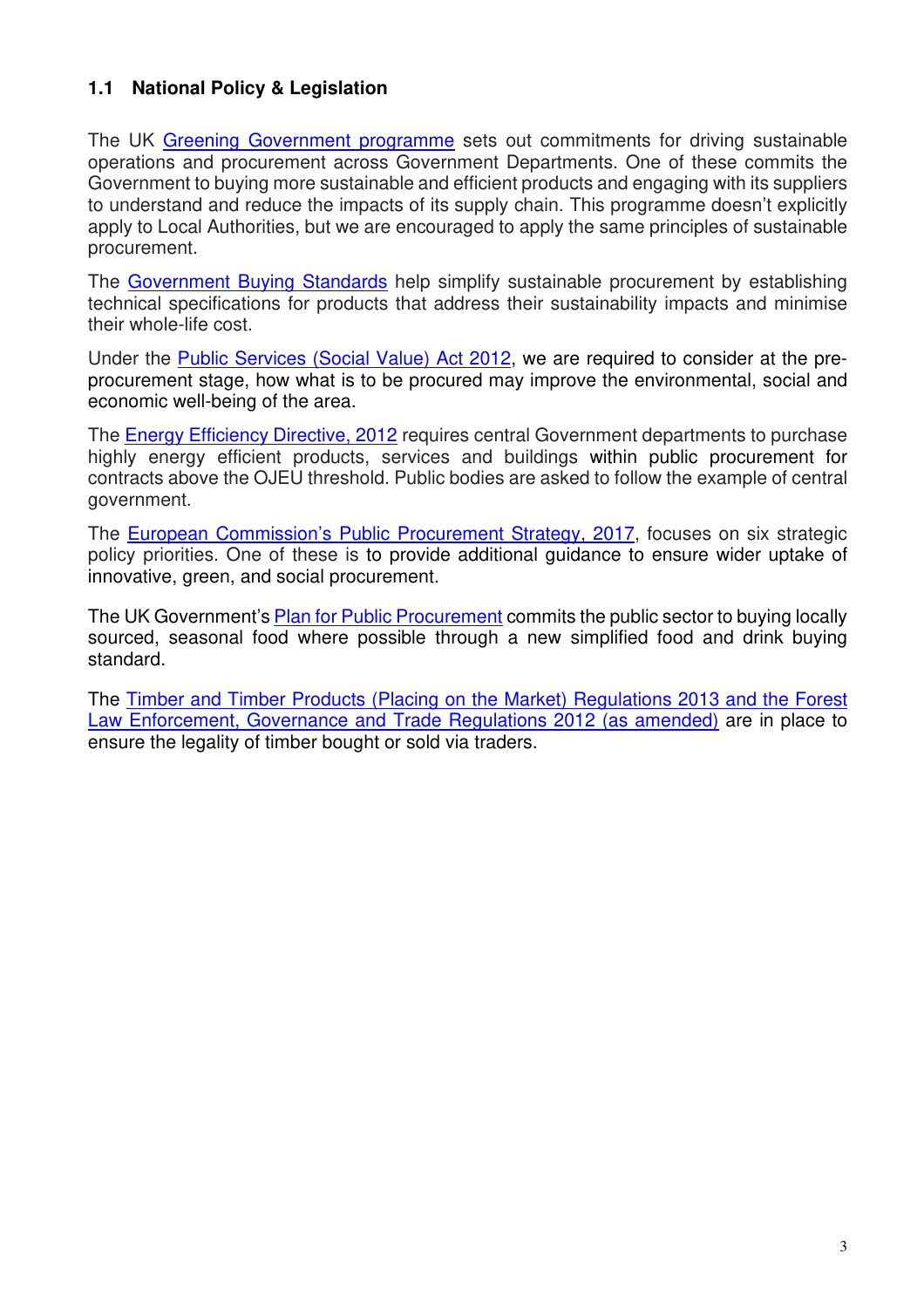## 1.1 National Policy & Legislation

The UK Greening Government programme sets out commitments for driving sustainable operations and procurement across Government Departments. One of these commits the Government to buying more sustainable and efficient products and engaging with its suppliers to understand and reduce the impacts of its supply chain. This programme doesn't explicitly apply to Local Authorities, but we are encouraged to apply the same principles of sustainable procurement.

The Government Buying Standards help simplify sustainable procurement by establishing technical specifications for products that address their sustainability impacts and minimise their whole-life cost.

Under the Public Services (Social Value) Act 2012, we are required to consider at the pre-procurement stage, how what is to be procured may improve the environmental, social and economic well-being of the area.

The Energy Efficiency Directive, 2012 requires central Government departments to purchase highly energy efficient products, services and buildings within public procurement for contracts above the OJEU threshold. Public bodies are asked to follow the example of central government.

The European Commission's Public Procurement Strategy, 2017, focuses on six strategic policy priorities. One of these is to provide additional guidance to ensure wider uptake of innovative, green, and social procurement.

The UK Government's Plan for Public Procurement commits the public sector to buying locally sourced, seasonal food where possible through a new simplified food and drink buying standard.

The Timber and Timber Products (Placing on the Market) Regulations 2013 and the Forest Law Enforcement, Governance and Trade Regulations 2012 (as amended) are in place to ensure the legality of timber bought or sold via traders.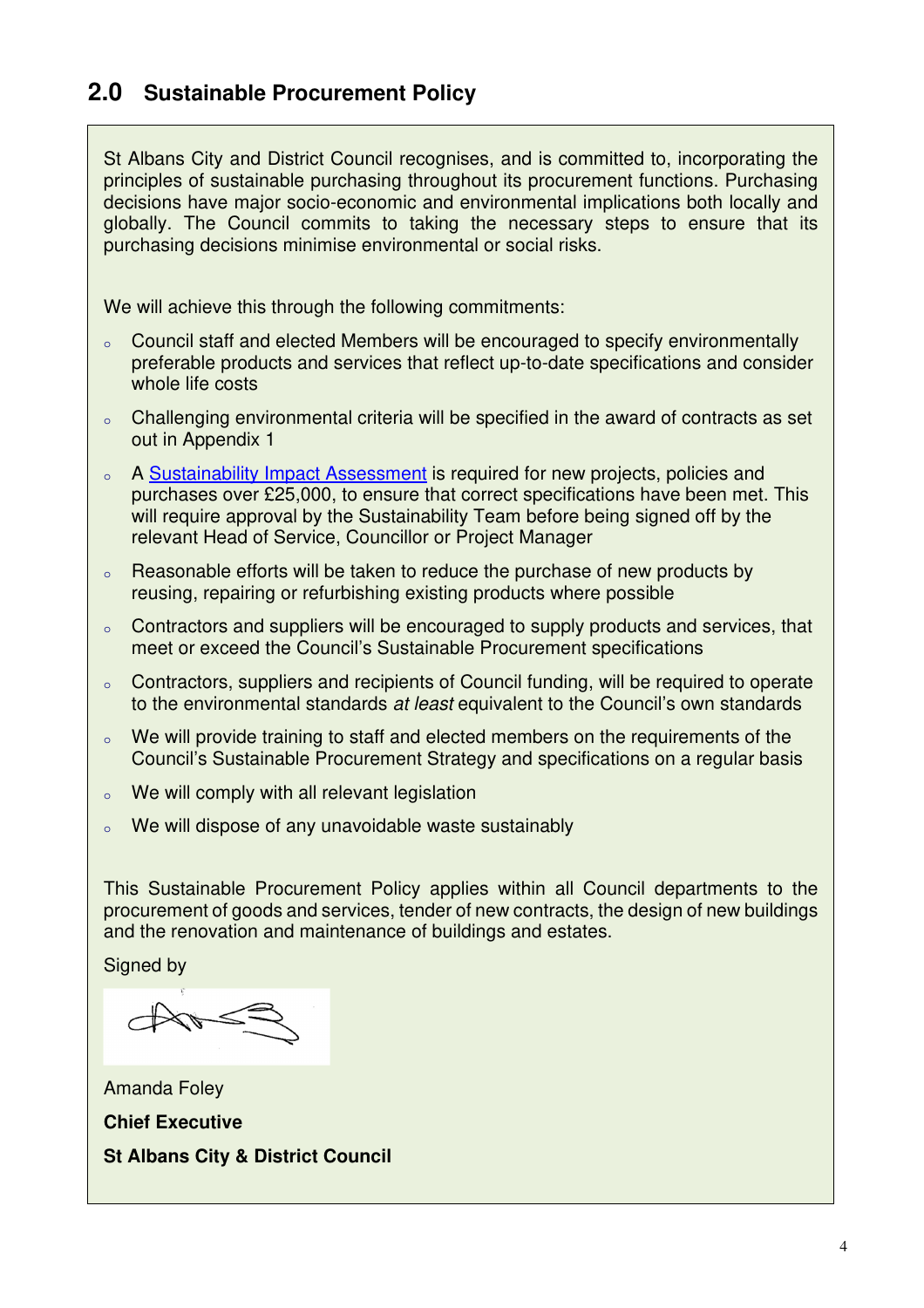## 2.0 Sustainable Procurement Policy

St Albans City and District Council recognises, and is committed to, incorporating the principles of sustainable purchasing throughout its procurement functions. Purchasing decisions have major socio-economic and environmental implications both locally and globally. The Council commits to taking the necessary steps to ensure that its purchasing decisions minimise environmental or social risks.

We will achieve this through the following commitments:

- Council staff and elected Members will be encouraged to specify environmentally preferable products and services that reflect up-to-date specifications and consider whole life costs
- Challenging environmental criteria will be specified in the award of contracts as set out in Appendix 1
- A Sustainability Impact Assessment is required for new projects, policies and purchases over £25,000, to ensure that correct specifications have been met. This will require approval by the Sustainability Team before being signed off by the relevant Head of Service, Councillor or Project Manager
- Reasonable efforts will be taken to reduce the purchase of new products by reusing, repairing or refurbishing existing products where possible
- Contractors and suppliers will be encouraged to supply products and services, that meet or exceed the Council's Sustainable Procurement specifications
- Contractors, suppliers and recipients of Council funding, will be required to operate to the environmental standards *at least* equivalent to the Council's own standards
- We will provide training to staff and elected members on the requirements of the Council's Sustainable Procurement Strategy and specifications on a regular basis
- We will comply with all relevant legislation
- We will dispose of any unavoidable waste sustainably

This Sustainable Procurement Policy applies within all Council departments to the procurement of goods and services, tender of new contracts, the design of new buildings and the renovation and maintenance of buildings and estates.

Signed by

Amanda Foley

**Chief Executive**

**St Albans City & District Council**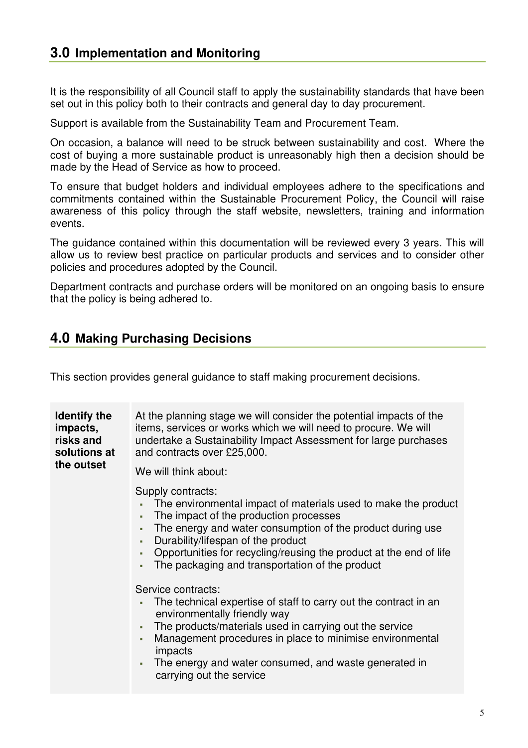## 3.0 Implementation and Monitoring

It is the responsibility of all Council staff to apply the sustainability standards that have been set out in this policy both to their contracts and general day to day procurement.

Support is available from the Sustainability Team and Procurement Team.

On occasion, a balance will need to be struck between sustainability and cost. Where the cost of buying a more sustainable product is unreasonably high then a decision should be made by the Head of Service as how to proceed.

To ensure that budget holders and individual employees adhere to the specifications and commitments contained within the Sustainable Procurement Policy, the Council will raise awareness of this policy through the staff website, newsletters, training and information events.

The guidance contained within this documentation will be reviewed every 3 years. This will allow us to review best practice on particular products and services and to consider other policies and procedures adopted by the Council.

Department contracts and purchase orders will be monitored on an ongoing basis to ensure that the policy is being adhered to.

## 4.0 Making Purchasing Decisions

This section provides general guidance to staff making procurement decisions.

| | |
|---|---|
| **Identify the impacts, risks and solutions at the outset** | At the planning stage we will consider the potential impacts of the items, services or works which we will need to procure. We will undertake a Sustainability Impact Assessment for large purchases and contracts over £25,000.<br><br>We will think about:<br><br>Supply contracts:<br>▪ The environmental impact of materials used to make the product<br>▪ The impact of the production processes<br>▪ The energy and water consumption of the product during use<br>▪ Durability/lifespan of the product<br>▪ Opportunities for recycling/reusing the product at the end of life<br>▪ The packaging and transportation of the product<br><br>Service contracts:<br>▪ The technical expertise of staff to carry out the contract in an environmentally friendly way<br>▪ The products/materials used in carrying out the service<br>▪ Management procedures in place to minimise environmental impacts<br>▪ The energy and water consumed, and waste generated in carrying out the service |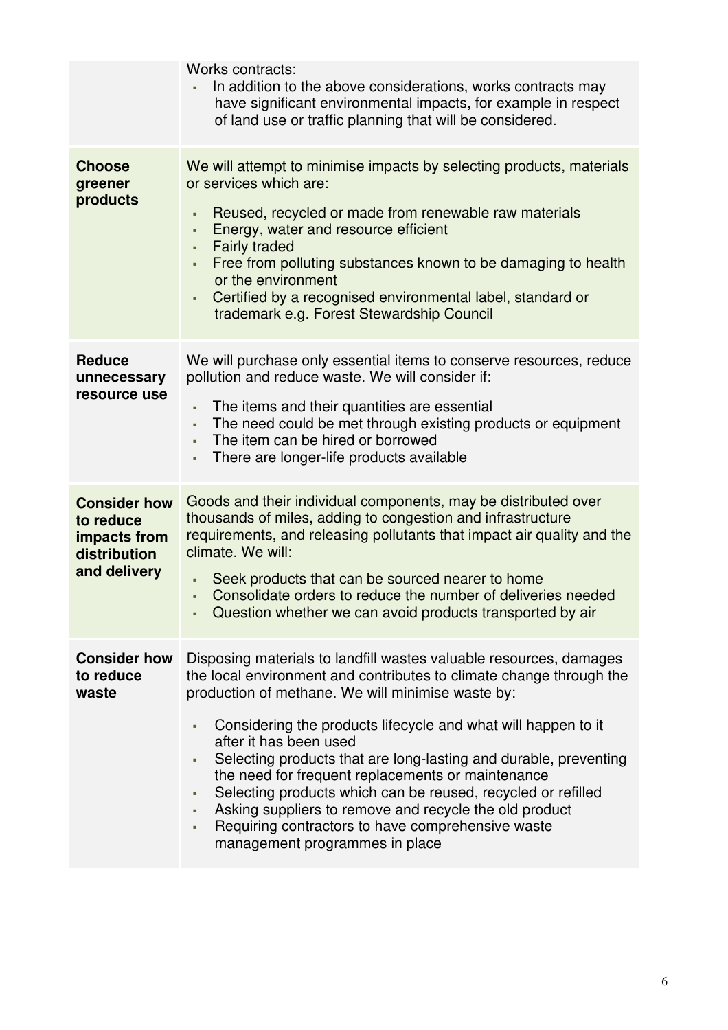| | |
|---|---|
| | Works contracts:<br>▪ In addition to the above considerations, works contracts may have significant environmental impacts, for example in respect of land use or traffic planning that will be considered. |
| **Choose greener products** | We will attempt to minimise impacts by selecting products, materials or services which are:<br>▪ Reused, recycled or made from renewable raw materials<br>▪ Energy, water and resource efficient<br>▪ Fairly traded<br>▪ Free from polluting substances known to be damaging to health or the environment<br>▪ Certified by a recognised environmental label, standard or trademark e.g. Forest Stewardship Council |
| **Reduce unnecessary resource use** | We will purchase only essential items to conserve resources, reduce pollution and reduce waste. We will consider if:<br>▪ The items and their quantities are essential<br>▪ The need could be met through existing products or equipment<br>▪ The item can be hired or borrowed<br>▪ There are longer-life products available |
| **Consider how to reduce impacts from distribution and delivery** | Goods and their individual components, may be distributed over thousands of miles, adding to congestion and infrastructure requirements, and releasing pollutants that impact air quality and the climate. We will:<br>▪ Seek products that can be sourced nearer to home<br>▪ Consolidate orders to reduce the number of deliveries needed<br>▪ Question whether we can avoid products transported by air |
| **Consider how to reduce waste** | Disposing materials to landfill wastes valuable resources, damages the local environment and contributes to climate change through the production of methane. We will minimise waste by:<br>▪ Considering the products lifecycle and what will happen to it after it has been used<br>▪ Selecting products that are long-lasting and durable, preventing the need for frequent replacements or maintenance<br>▪ Selecting products which can be reused, recycled or refilled<br>▪ Asking suppliers to remove and recycle the old product<br>▪ Requiring contractors to have comprehensive waste management programmes in place |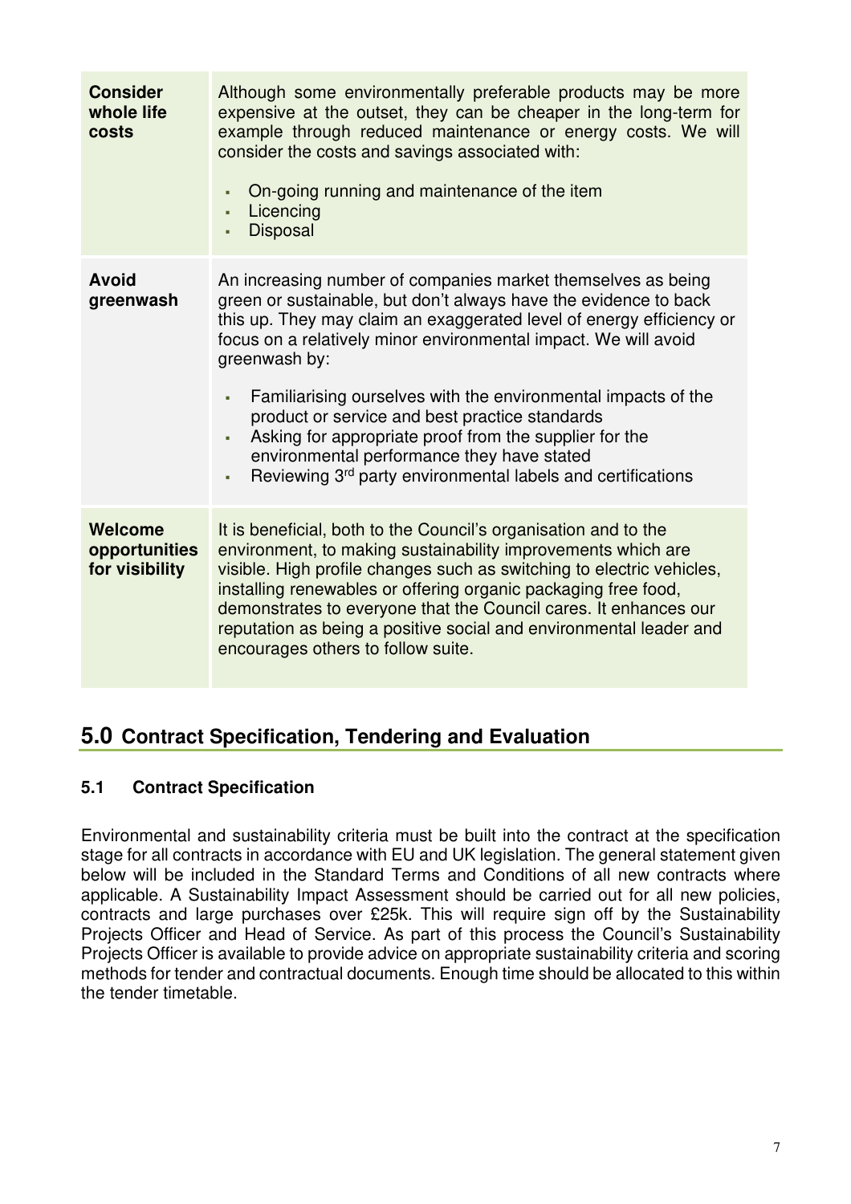| | |
|---|---|
| **Consider whole life costs** | Although some environmentally preferable products may be more expensive at the outset, they can be cheaper in the long-term for example through reduced maintenance or energy costs. We will consider the costs and savings associated with:<br>▪ On-going running and maintenance of the item<br>▪ Licencing<br>▪ Disposal |
| **Avoid greenwash** | An increasing number of companies market themselves as being green or sustainable, but don't always have the evidence to back this up. They may claim an exaggerated level of energy efficiency or focus on a relatively minor environmental impact. We will avoid greenwash by:<br>▪ Familiarising ourselves with the environmental impacts of the product or service and best practice standards<br>▪ Asking for appropriate proof from the supplier for the environmental performance they have stated<br>▪ Reviewing 3rd party environmental labels and certifications |
| **Welcome opportunities for visibility** | It is beneficial, both to the Council's organisation and to the environment, to making sustainability improvements which are visible. High profile changes such as switching to electric vehicles, installing renewables or offering organic packaging free food, demonstrates to everyone that the Council cares. It enhances our reputation as being a positive social and environmental leader and encourages others to follow suite. |

## 5.0 Contract Specification, Tendering and Evaluation

### 5.1 Contract Specification

Environmental and sustainability criteria must be built into the contract at the specification stage for all contracts in accordance with EU and UK legislation. The general statement given below will be included in the Standard Terms and Conditions of all new contracts where applicable. A Sustainability Impact Assessment should be carried out for all new policies, contracts and large purchases over £25k. This will require sign off by the Sustainability Projects Officer and Head of Service. As part of this process the Council's Sustainability Projects Officer is available to provide advice on appropriate sustainability criteria and scoring methods for tender and contractual documents. Enough time should be allocated to this within the tender timetable.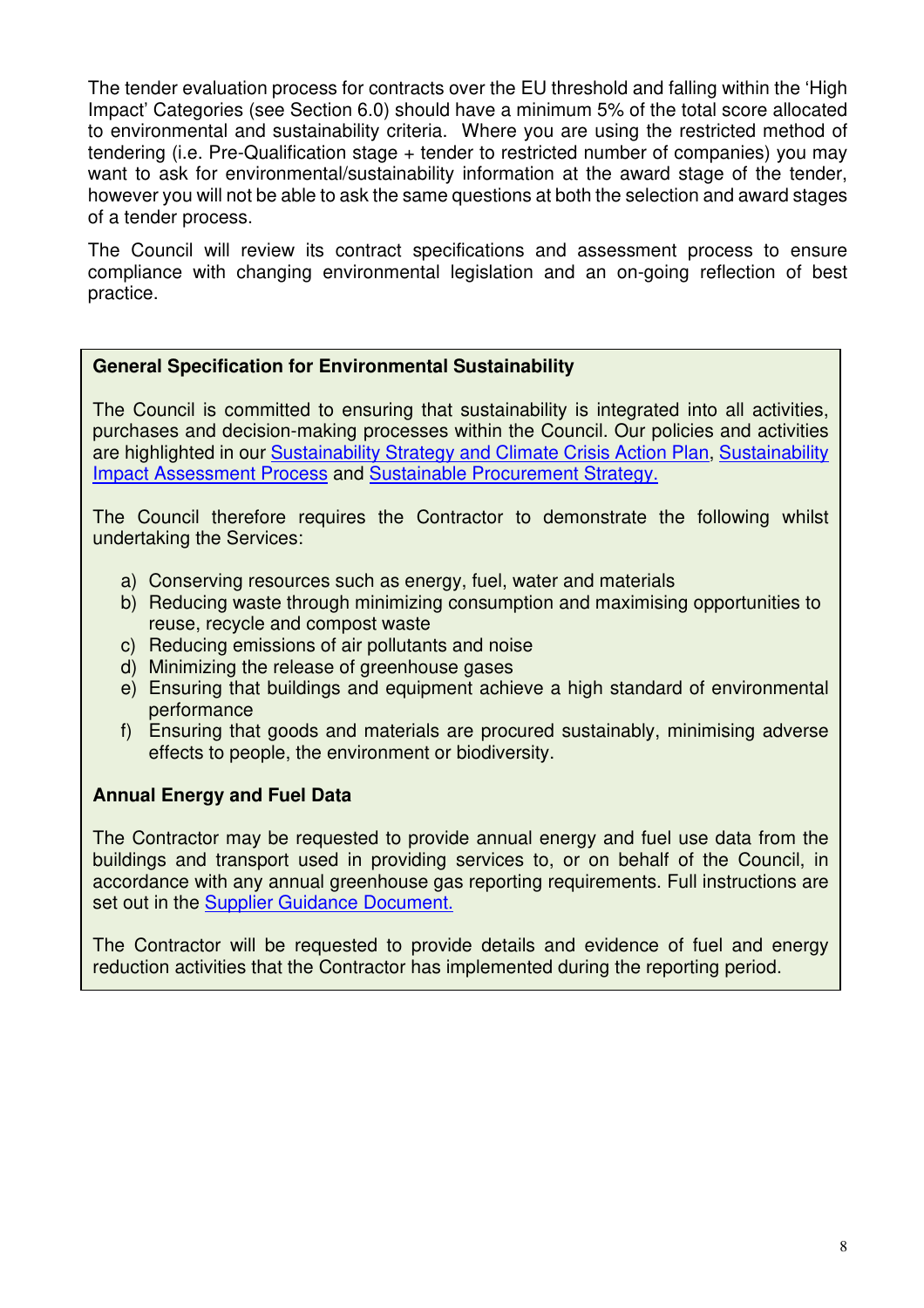The tender evaluation process for contracts over the EU threshold and falling within the 'High Impact' Categories (see Section 6.0) should have a minimum 5% of the total score allocated to environmental and sustainability criteria. Where you are using the restricted method of tendering (i.e. Pre-Qualification stage + tender to restricted number of companies) you may want to ask for environmental/sustainability information at the award stage of the tender, however you will not be able to ask the same questions at both the selection and award stages of a tender process.

The Council will review its contract specifications and assessment process to ensure compliance with changing environmental legislation and an on-going reflection of best practice.

**General Specification for Environmental Sustainability**

The Council is committed to ensuring that sustainability is integrated into all activities, purchases and decision-making processes within the Council. Our policies and activities are highlighted in our [Sustainability Strategy and Climate Crisis Action Plan](), [Sustainability Impact Assessment Process]() and [Sustainable Procurement Strategy.]()

The Council therefore requires the Contractor to demonstrate the following whilst undertaking the Services:

a) Conserving resources such as energy, fuel, water and materials
b) Reducing waste through minimizing consumption and maximising opportunities to reuse, recycle and compost waste
c) Reducing emissions of air pollutants and noise
d) Minimizing the release of greenhouse gases
e) Ensuring that buildings and equipment achieve a high standard of environmental performance
f) Ensuring that goods and materials are procured sustainably, minimising adverse effects to people, the environment or biodiversity.

**Annual Energy and Fuel Data**

The Contractor may be requested to provide annual energy and fuel use data from the buildings and transport used in providing services to, or on behalf of the Council, in accordance with any annual greenhouse gas reporting requirements. Full instructions are set out in the [Supplier Guidance Document.]()

The Contractor will be requested to provide details and evidence of fuel and energy reduction activities that the Contractor has implemented during the reporting period.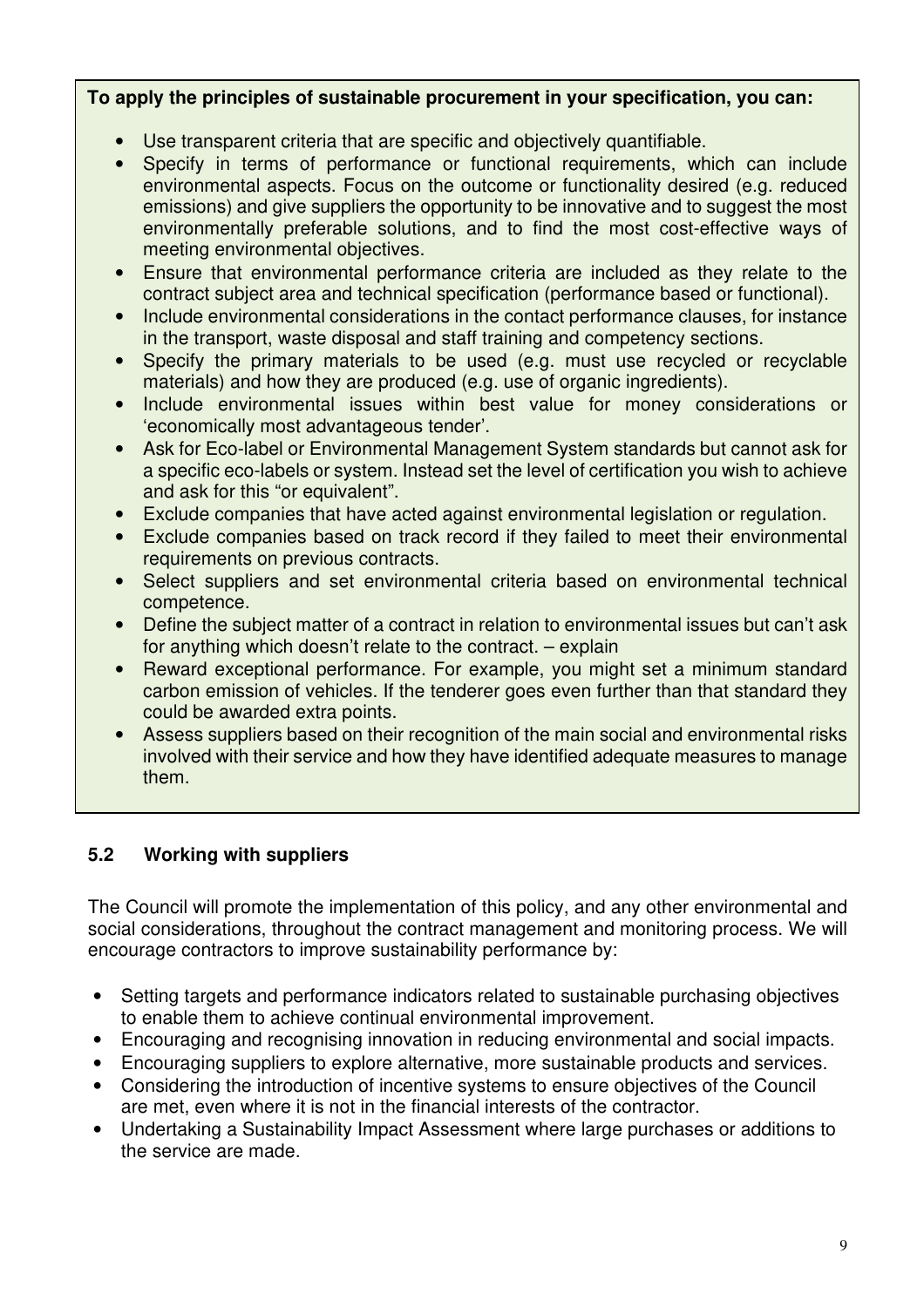**To apply the principles of sustainable procurement in your specification, you can:**

- Use transparent criteria that are specific and objectively quantifiable.
- Specify in terms of performance or functional requirements, which can include environmental aspects. Focus on the outcome or functionality desired (e.g. reduced emissions) and give suppliers the opportunity to be innovative and to suggest the most environmentally preferable solutions, and to find the most cost-effective ways of meeting environmental objectives.
- Ensure that environmental performance criteria are included as they relate to the contract subject area and technical specification (performance based or functional).
- Include environmental considerations in the contact performance clauses, for instance in the transport, waste disposal and staff training and competency sections.
- Specify the primary materials to be used (e.g. must use recycled or recyclable materials) and how they are produced (e.g. use of organic ingredients).
- Include environmental issues within best value for money considerations or 'economically most advantageous tender'.
- Ask for Eco-label or Environmental Management System standards but cannot ask for a specific eco-labels or system. Instead set the level of certification you wish to achieve and ask for this "or equivalent".
- Exclude companies that have acted against environmental legislation or regulation.
- Exclude companies based on track record if they failed to meet their environmental requirements on previous contracts.
- Select suppliers and set environmental criteria based on environmental technical competence.
- Define the subject matter of a contract in relation to environmental issues but can't ask for anything which doesn't relate to the contract. – explain
- Reward exceptional performance. For example, you might set a minimum standard carbon emission of vehicles. If the tenderer goes even further than that standard they could be awarded extra points.
- Assess suppliers based on their recognition of the main social and environmental risks involved with their service and how they have identified adequate measures to manage them.

### 5.2 Working with suppliers

The Council will promote the implementation of this policy, and any other environmental and social considerations, throughout the contract management and monitoring process. We will encourage contractors to improve sustainability performance by:

- Setting targets and performance indicators related to sustainable purchasing objectives to enable them to achieve continual environmental improvement.
- Encouraging and recognising innovation in reducing environmental and social impacts.
- Encouraging suppliers to explore alternative, more sustainable products and services.
- Considering the introduction of incentive systems to ensure objectives of the Council are met, even where it is not in the financial interests of the contractor.
- Undertaking a Sustainability Impact Assessment where large purchases or additions to the service are made.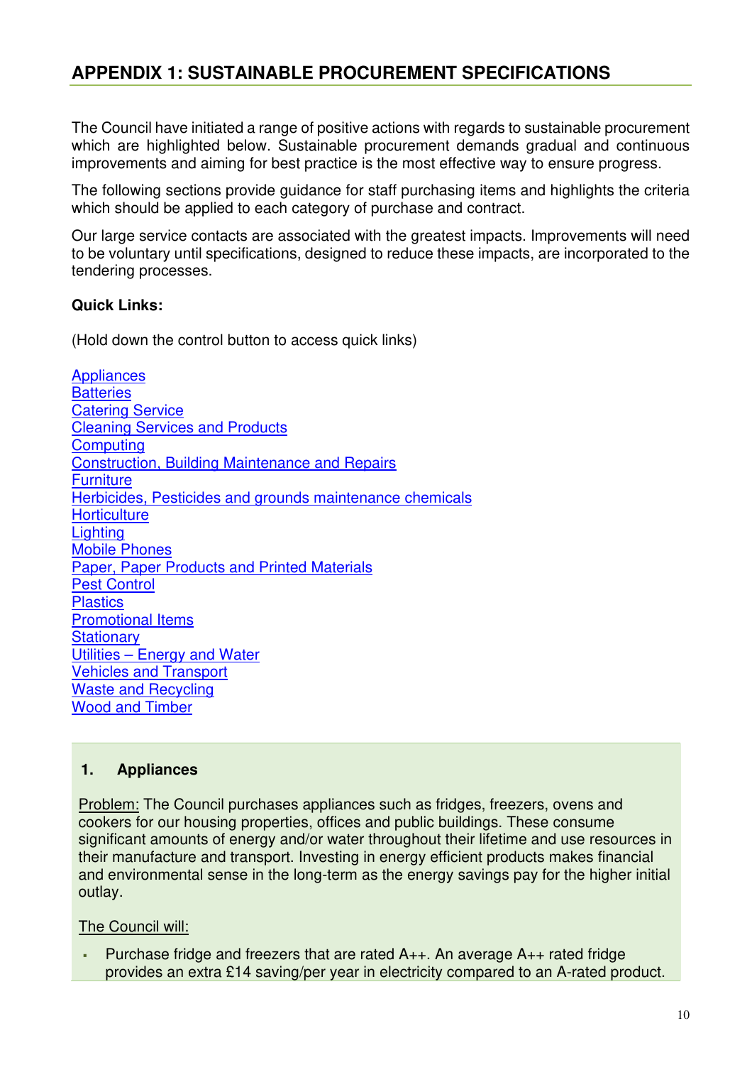## APPENDIX 1: SUSTAINABLE PROCUREMENT SPECIFICATIONS

The Council have initiated a range of positive actions with regards to sustainable procurement which are highlighted below. Sustainable procurement demands gradual and continuous improvements and aiming for best practice is the most effective way to ensure progress.

The following sections provide guidance for staff purchasing items and highlights the criteria which should be applied to each category of purchase and contract.

Our large service contacts are associated with the greatest impacts. Improvements will need to be voluntary until specifications, designed to reduce these impacts, are incorporated to the tendering processes.

**Quick Links:**

(Hold down the control button to access quick links)

Appliances
Batteries
Catering Service
Cleaning Services and Products
Computing
Construction, Building Maintenance and Repairs
Furniture
Herbicides, Pesticides and grounds maintenance chemicals
Horticulture
Lighting
Mobile Phones
Paper, Paper Products and Printed Materials
Pest Control
Plastics
Promotional Items
Stationary
Utilities – Energy and Water
Vehicles and Transport
Waste and Recycling
Wood and Timber

### 1. Appliances

Problem: The Council purchases appliances such as fridges, freezers, ovens and cookers for our housing properties, offices and public buildings. These consume significant amounts of energy and/or water throughout their lifetime and use resources in their manufacture and transport. Investing in energy efficient products makes financial and environmental sense in the long-term as the energy savings pay for the higher initial outlay.

The Council will:

- Purchase fridge and freezers that are rated A++. An average A++ rated fridge provides an extra £14 saving/per year in electricity compared to an A-rated product.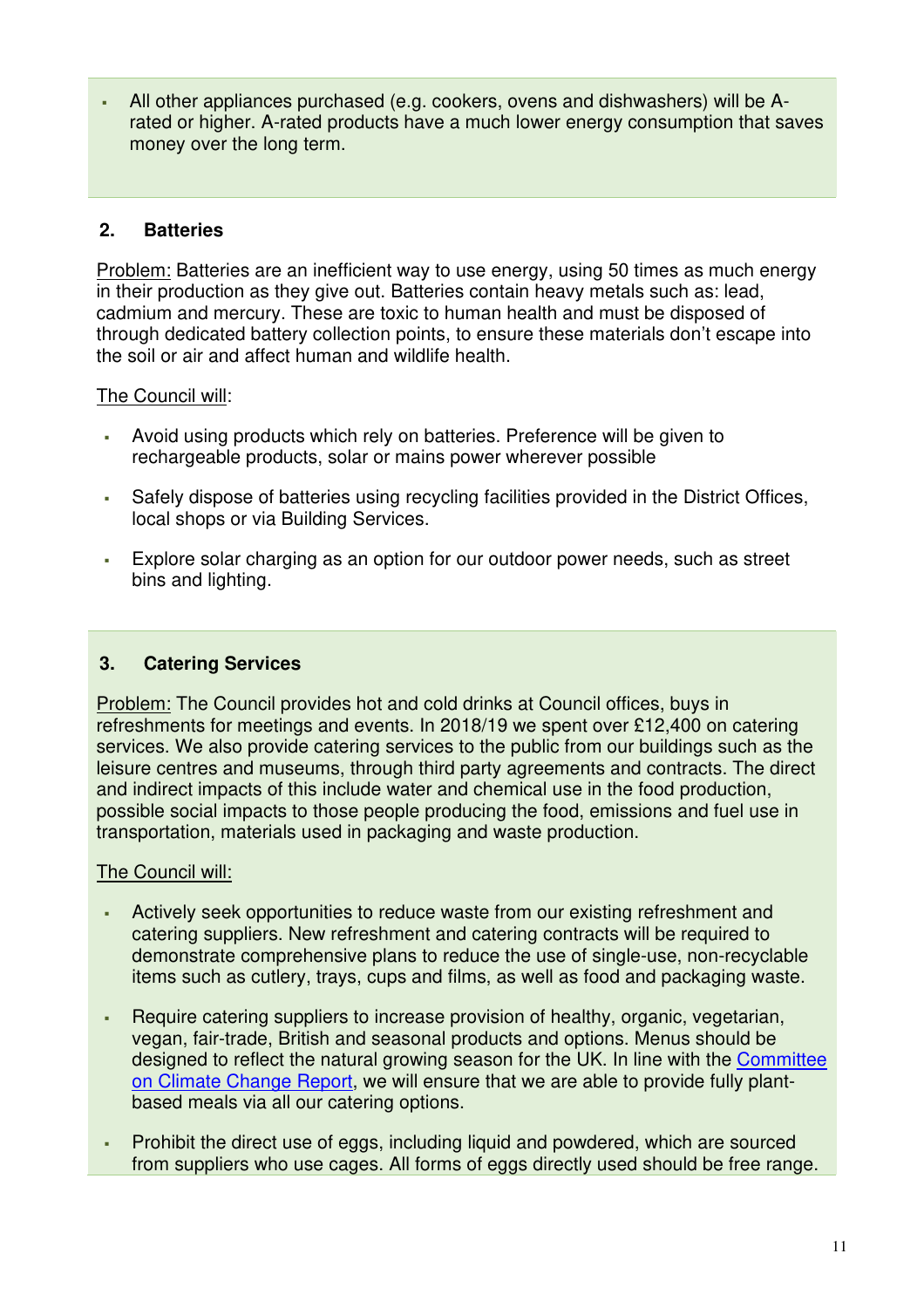- All other appliances purchased (e.g. cookers, ovens and dishwashers) will be A-rated or higher. A-rated products have a much lower energy consumption that saves money over the long term.

## 2. Batteries

Problem: Batteries are an inefficient way to use energy, using 50 times as much energy in their production as they give out. Batteries contain heavy metals such as: lead, cadmium and mercury. These are toxic to human health and must be disposed of through dedicated battery collection points, to ensure these materials don't escape into the soil or air and affect human and wildlife health.

The Council will:

- Avoid using products which rely on batteries. Preference will be given to rechargeable products, solar or mains power wherever possible
- Safely dispose of batteries using recycling facilities provided in the District Offices, local shops or via Building Services.
- Explore solar charging as an option for our outdoor power needs, such as street bins and lighting.

## 3. Catering Services

Problem: The Council provides hot and cold drinks at Council offices, buys in refreshments for meetings and events. In 2018/19 we spent over £12,400 on catering services. We also provide catering services to the public from our buildings such as the leisure centres and museums, through third party agreements and contracts. The direct and indirect impacts of this include water and chemical use in the food production, possible social impacts to those people producing the food, emissions and fuel use in transportation, materials used in packaging and waste production.

The Council will:

- Actively seek opportunities to reduce waste from our existing refreshment and catering suppliers. New refreshment and catering contracts will be required to demonstrate comprehensive plans to reduce the use of single-use, non-recyclable items such as cutlery, trays, cups and films, as well as food and packaging waste.
- Require catering suppliers to increase provision of healthy, organic, vegetarian, vegan, fair-trade, British and seasonal products and options. Menus should be designed to reflect the natural growing season for the UK. In line with the Committee on Climate Change Report, we will ensure that we are able to provide fully plant-based meals via all our catering options.
- Prohibit the direct use of eggs, including liquid and powdered, which are sourced from suppliers who use cages. All forms of eggs directly used should be free range.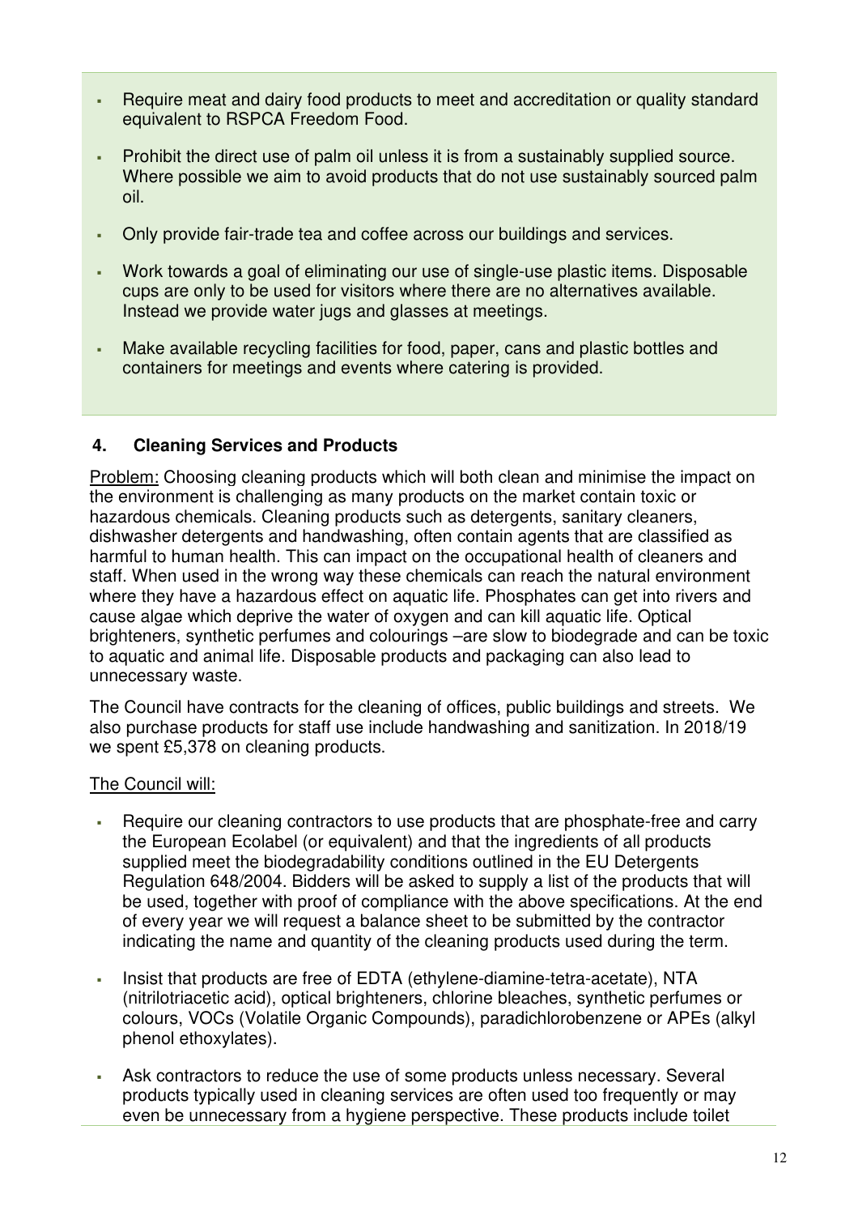- Require meat and dairy food products to meet and accreditation or quality standard equivalent to RSPCA Freedom Food.
- Prohibit the direct use of palm oil unless it is from a sustainably supplied source. Where possible we aim to avoid products that do not use sustainably sourced palm oil.
- Only provide fair-trade tea and coffee across our buildings and services.
- Work towards a goal of eliminating our use of single-use plastic items. Disposable cups are only to be used for visitors where there are no alternatives available. Instead we provide water jugs and glasses at meetings.
- Make available recycling facilities for food, paper, cans and plastic bottles and containers for meetings and events where catering is provided.

## 4. Cleaning Services and Products

Problem: Choosing cleaning products which will both clean and minimise the impact on the environment is challenging as many products on the market contain toxic or hazardous chemicals. Cleaning products such as detergents, sanitary cleaners, dishwasher detergents and handwashing, often contain agents that are classified as harmful to human health. This can impact on the occupational health of cleaners and staff. When used in the wrong way these chemicals can reach the natural environment where they have a hazardous effect on aquatic life. Phosphates can get into rivers and cause algae which deprive the water of oxygen and can kill aquatic life. Optical brighteners, synthetic perfumes and colourings –are slow to biodegrade and can be toxic to aquatic and animal life. Disposable products and packaging can also lead to unnecessary waste.

The Council have contracts for the cleaning of offices, public buildings and streets. We also purchase products for staff use include handwashing and sanitization. In 2018/19 we spent £5,378 on cleaning products.

The Council will:

- Require our cleaning contractors to use products that are phosphate-free and carry the European Ecolabel (or equivalent) and that the ingredients of all products supplied meet the biodegradability conditions outlined in the EU Detergents Regulation 648/2004. Bidders will be asked to supply a list of the products that will be used, together with proof of compliance with the above specifications. At the end of every year we will request a balance sheet to be submitted by the contractor indicating the name and quantity of the cleaning products used during the term.
- Insist that products are free of EDTA (ethylene-diamine-tetra-acetate), NTA (nitrilotriacetic acid), optical brighteners, chlorine bleaches, synthetic perfumes or colours, VOCs (Volatile Organic Compounds), paradichlorobenzene or APEs (alkyl phenol ethoxylates).
- Ask contractors to reduce the use of some products unless necessary. Several products typically used in cleaning services are often used too frequently or may even be unnecessary from a hygiene perspective. These products include toilet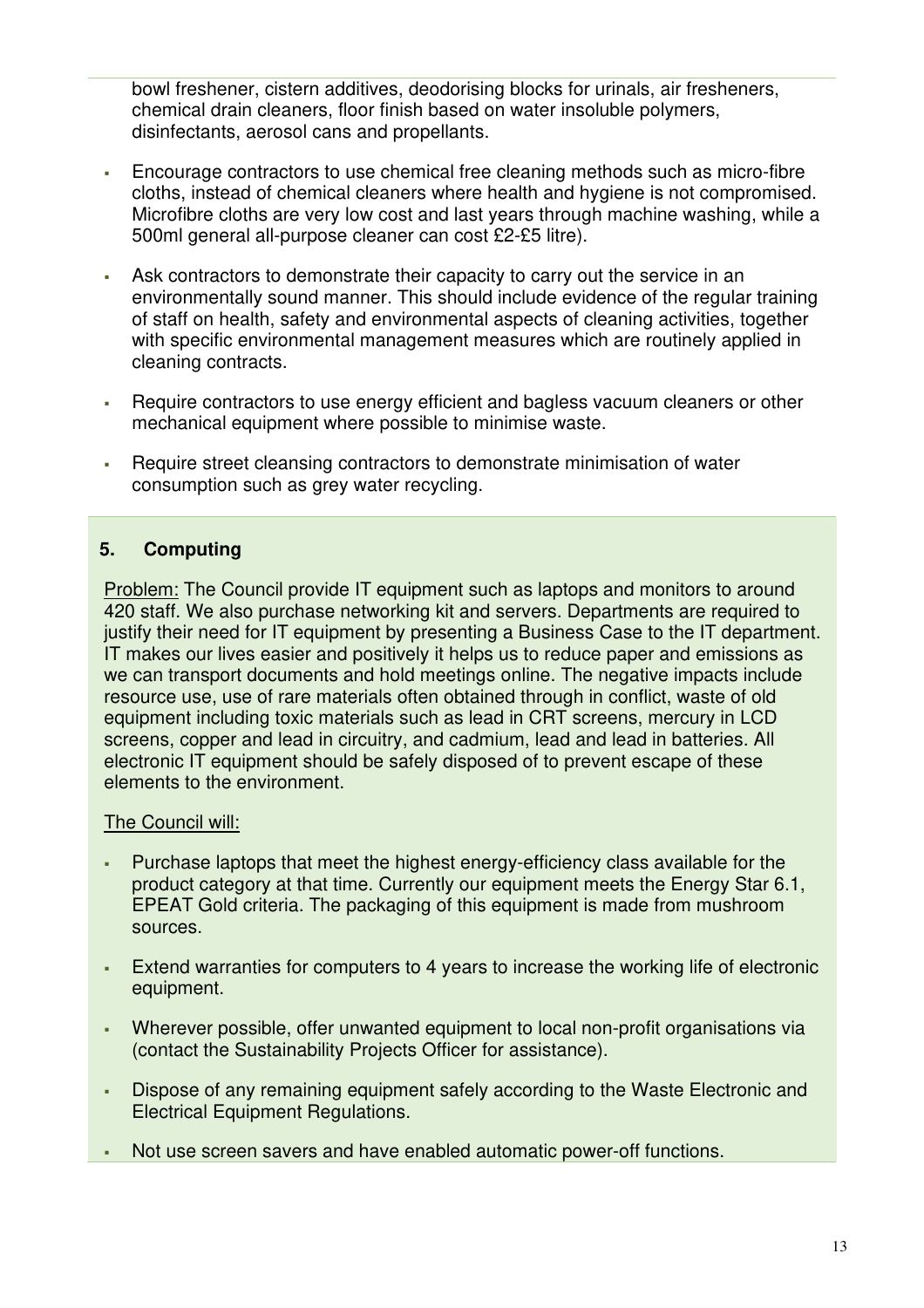bowl freshener, cistern additives, deodorising blocks for urinals, air fresheners, chemical drain cleaners, floor finish based on water insoluble polymers, disinfectants, aerosol cans and propellants.

- Encourage contractors to use chemical free cleaning methods such as micro-fibre cloths, instead of chemical cleaners where health and hygiene is not compromised. Microfibre cloths are very low cost and last years through machine washing, while a 500ml general all-purpose cleaner can cost £2-£5 litre).
- Ask contractors to demonstrate their capacity to carry out the service in an environmentally sound manner. This should include evidence of the regular training of staff on health, safety and environmental aspects of cleaning activities, together with specific environmental management measures which are routinely applied in cleaning contracts.
- Require contractors to use energy efficient and bagless vacuum cleaners or other mechanical equipment where possible to minimise waste.
- Require street cleansing contractors to demonstrate minimisation of water consumption such as grey water recycling.

## 5. Computing

Problem: The Council provide IT equipment such as laptops and monitors to around 420 staff. We also purchase networking kit and servers. Departments are required to justify their need for IT equipment by presenting a Business Case to the IT department. IT makes our lives easier and positively it helps us to reduce paper and emissions as we can transport documents and hold meetings online. The negative impacts include resource use, use of rare materials often obtained through in conflict, waste of old equipment including toxic materials such as lead in CRT screens, mercury in LCD screens, copper and lead in circuitry, and cadmium, lead and lead in batteries. All electronic IT equipment should be safely disposed of to prevent escape of these elements to the environment.

The Council will:

- Purchase laptops that meet the highest energy-efficiency class available for the product category at that time. Currently our equipment meets the Energy Star 6.1, EPEAT Gold criteria. The packaging of this equipment is made from mushroom sources.
- Extend warranties for computers to 4 years to increase the working life of electronic equipment.
- Wherever possible, offer unwanted equipment to local non-profit organisations via (contact the Sustainability Projects Officer for assistance).
- Dispose of any remaining equipment safely according to the Waste Electronic and Electrical Equipment Regulations.
- Not use screen savers and have enabled automatic power-off functions.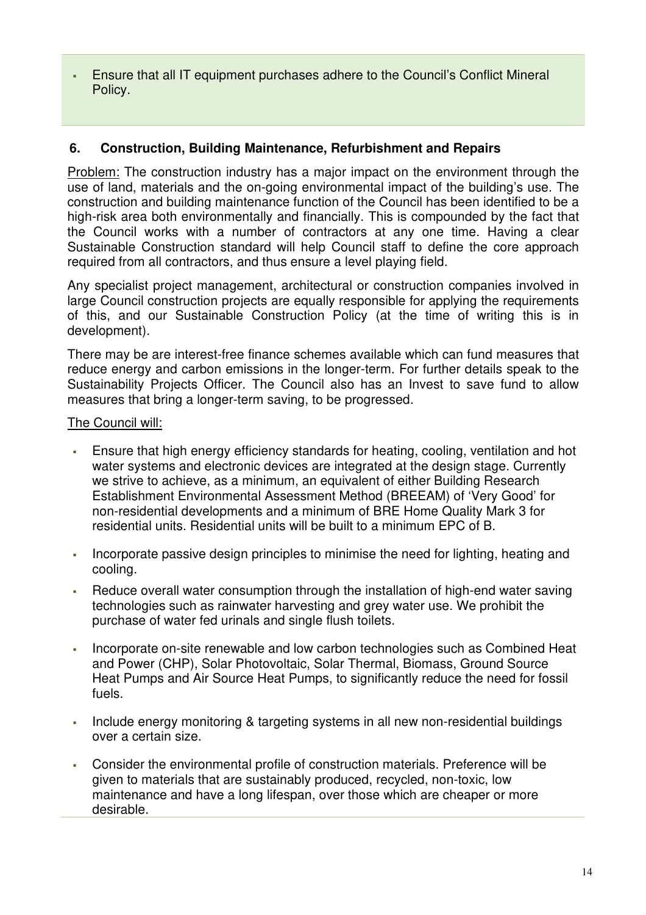- Ensure that all IT equipment purchases adhere to the Council's Conflict Mineral Policy.

### 6. Construction, Building Maintenance, Refurbishment and Repairs

Problem: The construction industry has a major impact on the environment through the use of land, materials and the on-going environmental impact of the building's use. The construction and building maintenance function of the Council has been identified to be a high-risk area both environmentally and financially. This is compounded by the fact that the Council works with a number of contractors at any one time. Having a clear Sustainable Construction standard will help Council staff to define the core approach required from all contractors, and thus ensure a level playing field.

Any specialist project management, architectural or construction companies involved in large Council construction projects are equally responsible for applying the requirements of this, and our Sustainable Construction Policy (at the time of writing this is in development).

There may be are interest-free finance schemes available which can fund measures that reduce energy and carbon emissions in the longer-term. For further details speak to the Sustainability Projects Officer. The Council also has an Invest to save fund to allow measures that bring a longer-term saving, to be progressed.

The Council will:

- Ensure that high energy efficiency standards for heating, cooling, ventilation and hot water systems and electronic devices are integrated at the design stage. Currently we strive to achieve, as a minimum, an equivalent of either Building Research Establishment Environmental Assessment Method (BREEAM) of 'Very Good' for non-residential developments and a minimum of BRE Home Quality Mark 3 for residential units. Residential units will be built to a minimum EPC of B.
- Incorporate passive design principles to minimise the need for lighting, heating and cooling.
- Reduce overall water consumption through the installation of high-end water saving technologies such as rainwater harvesting and grey water use. We prohibit the purchase of water fed urinals and single flush toilets.
- Incorporate on-site renewable and low carbon technologies such as Combined Heat and Power (CHP), Solar Photovoltaic, Solar Thermal, Biomass, Ground Source Heat Pumps and Air Source Heat Pumps, to significantly reduce the need for fossil fuels.
- Include energy monitoring & targeting systems in all new non-residential buildings over a certain size.
- Consider the environmental profile of construction materials. Preference will be given to materials that are sustainably produced, recycled, non-toxic, low maintenance and have a long lifespan, over those which are cheaper or more desirable.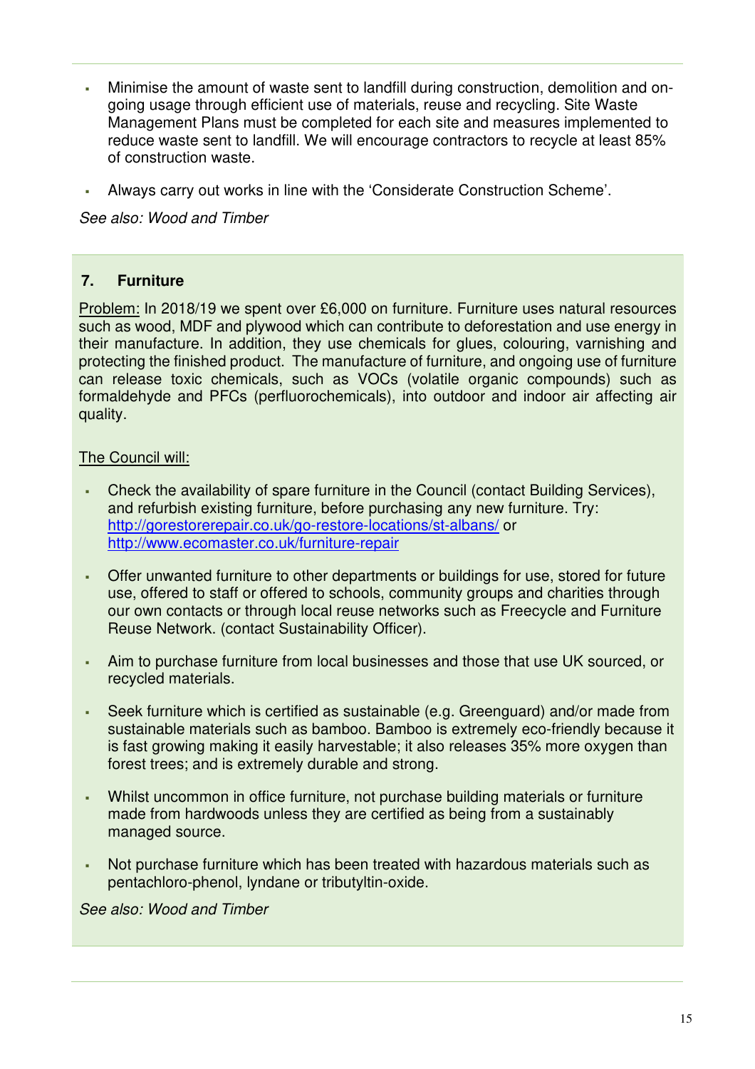- Minimise the amount of waste sent to landfill during construction, demolition and on-going usage through efficient use of materials, reuse and recycling. Site Waste Management Plans must be completed for each site and measures implemented to reduce waste sent to landfill. We will encourage contractors to recycle at least 85% of construction waste.

- Always carry out works in line with the 'Considerate Construction Scheme'.

*See also: Wood and Timber*

## 7. Furniture

Problem: In 2018/19 we spent over £6,000 on furniture. Furniture uses natural resources such as wood, MDF and plywood which can contribute to deforestation and use energy in their manufacture. In addition, they use chemicals for glues, colouring, varnishing and protecting the finished product. The manufacture of furniture, and ongoing use of furniture can release toxic chemicals, such as VOCs (volatile organic compounds) such as formaldehyde and PFCs (perfluorochemicals), into outdoor and indoor air affecting air quality.

The Council will:

- Check the availability of spare furniture in the Council (contact Building Services), and refurbish existing furniture, before purchasing any new furniture. Try: [http://gorestorerepair.co.uk/go-restore-locations/st-albans/](http://gorestorerepair.co.uk/go-restore-locations/st-albans/) or [http://www.ecomaster.co.uk/furniture-repair](http://www.ecomaster.co.uk/furniture-repair)

- Offer unwanted furniture to other departments or buildings for use, stored for future use, offered to staff or offered to schools, community groups and charities through our own contacts or through local reuse networks such as Freecycle and Furniture Reuse Network. (contact Sustainability Officer).

- Aim to purchase furniture from local businesses and those that use UK sourced, or recycled materials.

- Seek furniture which is certified as sustainable (e.g. Greenguard) and/or made from sustainable materials such as bamboo. Bamboo is extremely eco-friendly because it is fast growing making it easily harvestable; it also releases 35% more oxygen than forest trees; and is extremely durable and strong.

- Whilst uncommon in office furniture, not purchase building materials or furniture made from hardwoods unless they are certified as being from a sustainably managed source.

- Not purchase furniture which has been treated with hazardous materials such as pentachloro-phenol, lyndane or tributyltin-oxide.

*See also: Wood and Timber*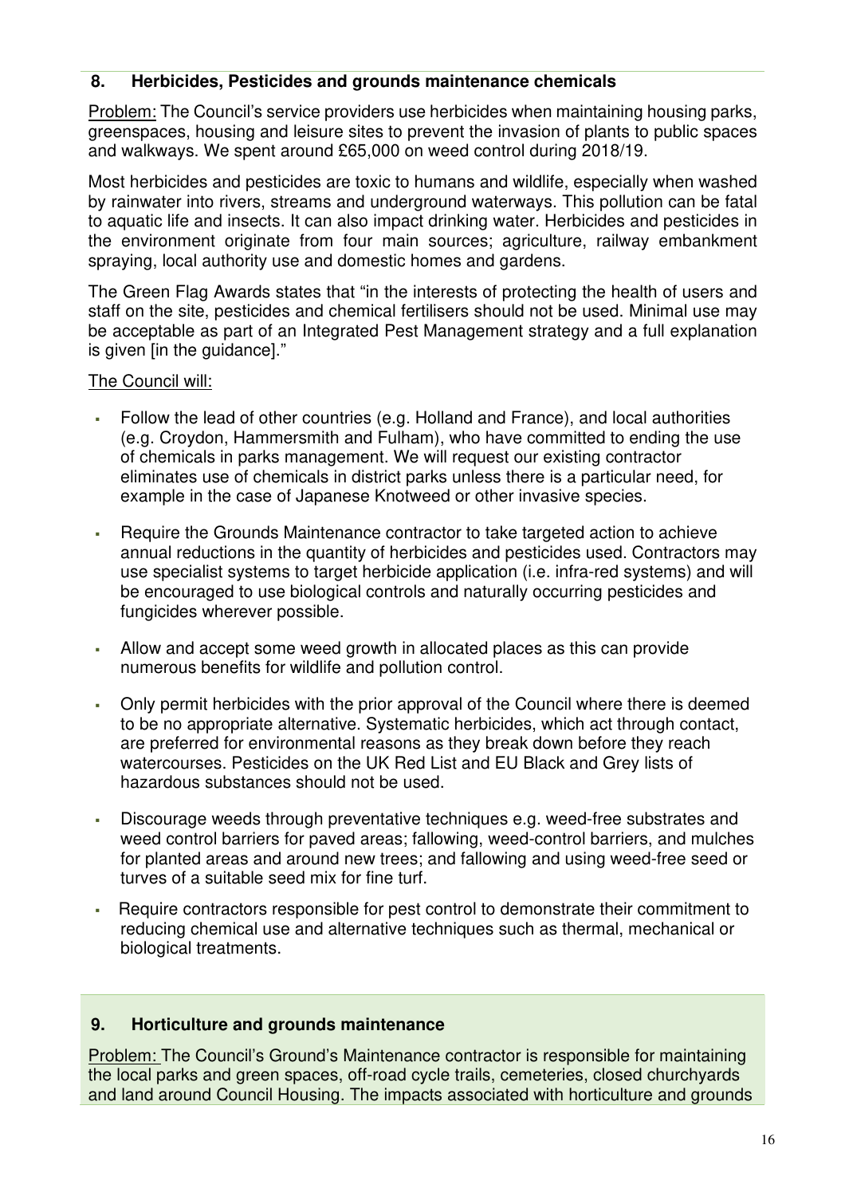## 8. Herbicides, Pesticides and grounds maintenance chemicals

Problem: The Council's service providers use herbicides when maintaining housing parks, greenspaces, housing and leisure sites to prevent the invasion of plants to public spaces and walkways. We spent around £65,000 on weed control during 2018/19.

Most herbicides and pesticides are toxic to humans and wildlife, especially when washed by rainwater into rivers, streams and underground waterways. This pollution can be fatal to aquatic life and insects. It can also impact drinking water. Herbicides and pesticides in the environment originate from four main sources; agriculture, railway embankment spraying, local authority use and domestic homes and gardens.

The Green Flag Awards states that "in the interests of protecting the health of users and staff on the site, pesticides and chemical fertilisers should not be used. Minimal use may be acceptable as part of an Integrated Pest Management strategy and a full explanation is given [in the guidance]."

The Council will:

- Follow the lead of other countries (e.g. Holland and France), and local authorities (e.g. Croydon, Hammersmith and Fulham), who have committed to ending the use of chemicals in parks management. We will request our existing contractor eliminates use of chemicals in district parks unless there is a particular need, for example in the case of Japanese Knotweed or other invasive species.
- Require the Grounds Maintenance contractor to take targeted action to achieve annual reductions in the quantity of herbicides and pesticides used. Contractors may use specialist systems to target herbicide application (i.e. infra-red systems) and will be encouraged to use biological controls and naturally occurring pesticides and fungicides wherever possible.
- Allow and accept some weed growth in allocated places as this can provide numerous benefits for wildlife and pollution control.
- Only permit herbicides with the prior approval of the Council where there is deemed to be no appropriate alternative. Systematic herbicides, which act through contact, are preferred for environmental reasons as they break down before they reach watercourses. Pesticides on the UK Red List and EU Black and Grey lists of hazardous substances should not be used.
- Discourage weeds through preventative techniques e.g. weed-free substrates and weed control barriers for paved areas; fallowing, weed-control barriers, and mulches for planted areas and around new trees; and fallowing and using weed-free seed or turves of a suitable seed mix for fine turf.
- Require contractors responsible for pest control to demonstrate their commitment to reducing chemical use and alternative techniques such as thermal, mechanical or biological treatments.

## 9. Horticulture and grounds maintenance

Problem: The Council's Ground's Maintenance contractor is responsible for maintaining the local parks and green spaces, off-road cycle trails, cemeteries, closed churchyards and land around Council Housing. The impacts associated with horticulture and grounds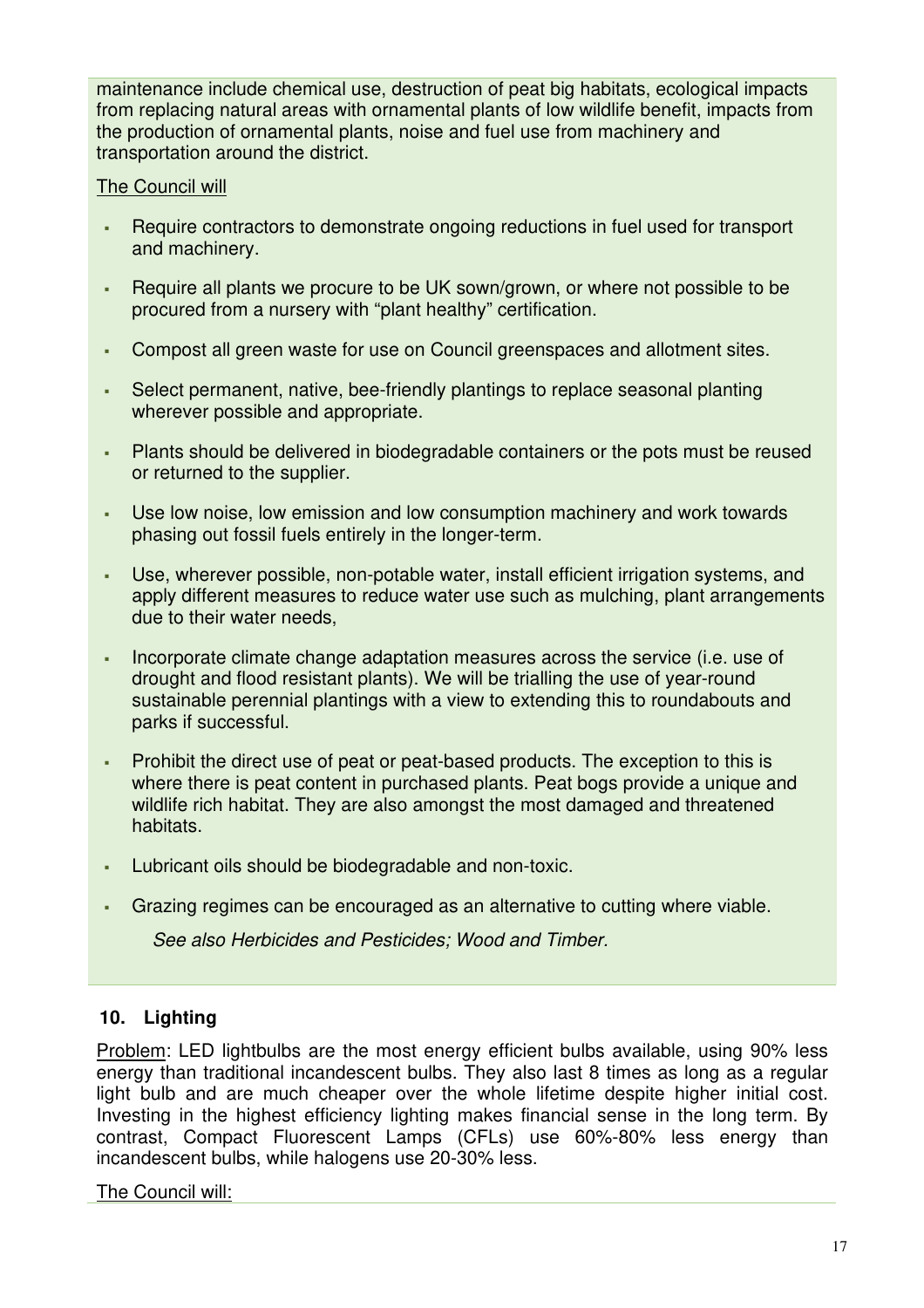maintenance include chemical use, destruction of peat big habitats, ecological impacts from replacing natural areas with ornamental plants of low wildlife benefit, impacts from the production of ornamental plants, noise and fuel use from machinery and transportation around the district.

The Council will

- Require contractors to demonstrate ongoing reductions in fuel used for transport and machinery.
- Require all plants we procure to be UK sown/grown, or where not possible to be procured from a nursery with "plant healthy" certification.
- Compost all green waste for use on Council greenspaces and allotment sites.
- Select permanent, native, bee-friendly plantings to replace seasonal planting wherever possible and appropriate.
- Plants should be delivered in biodegradable containers or the pots must be reused or returned to the supplier.
- Use low noise, low emission and low consumption machinery and work towards phasing out fossil fuels entirely in the longer-term.
- Use, wherever possible, non-potable water, install efficient irrigation systems, and apply different measures to reduce water use such as mulching, plant arrangements due to their water needs,
- Incorporate climate change adaptation measures across the service (i.e. use of drought and flood resistant plants). We will be trialling the use of year-round sustainable perennial plantings with a view to extending this to roundabouts and parks if successful.
- Prohibit the direct use of peat or peat-based products. The exception to this is where there is peat content in purchased plants. Peat bogs provide a unique and wildlife rich habitat. They are also amongst the most damaged and threatened habitats.
- Lubricant oils should be biodegradable and non-toxic.
- Grazing regimes can be encouraged as an alternative to cutting where viable.

*See also Herbicides and Pesticides; Wood and Timber.*

## 10. Lighting

Problem: LED lightbulbs are the most energy efficient bulbs available, using 90% less energy than traditional incandescent bulbs. They also last 8 times as long as a regular light bulb and are much cheaper over the whole lifetime despite higher initial cost. Investing in the highest efficiency lighting makes financial sense in the long term. By contrast, Compact Fluorescent Lamps (CFLs) use 60%-80% less energy than incandescent bulbs, while halogens use 20-30% less.

The Council will: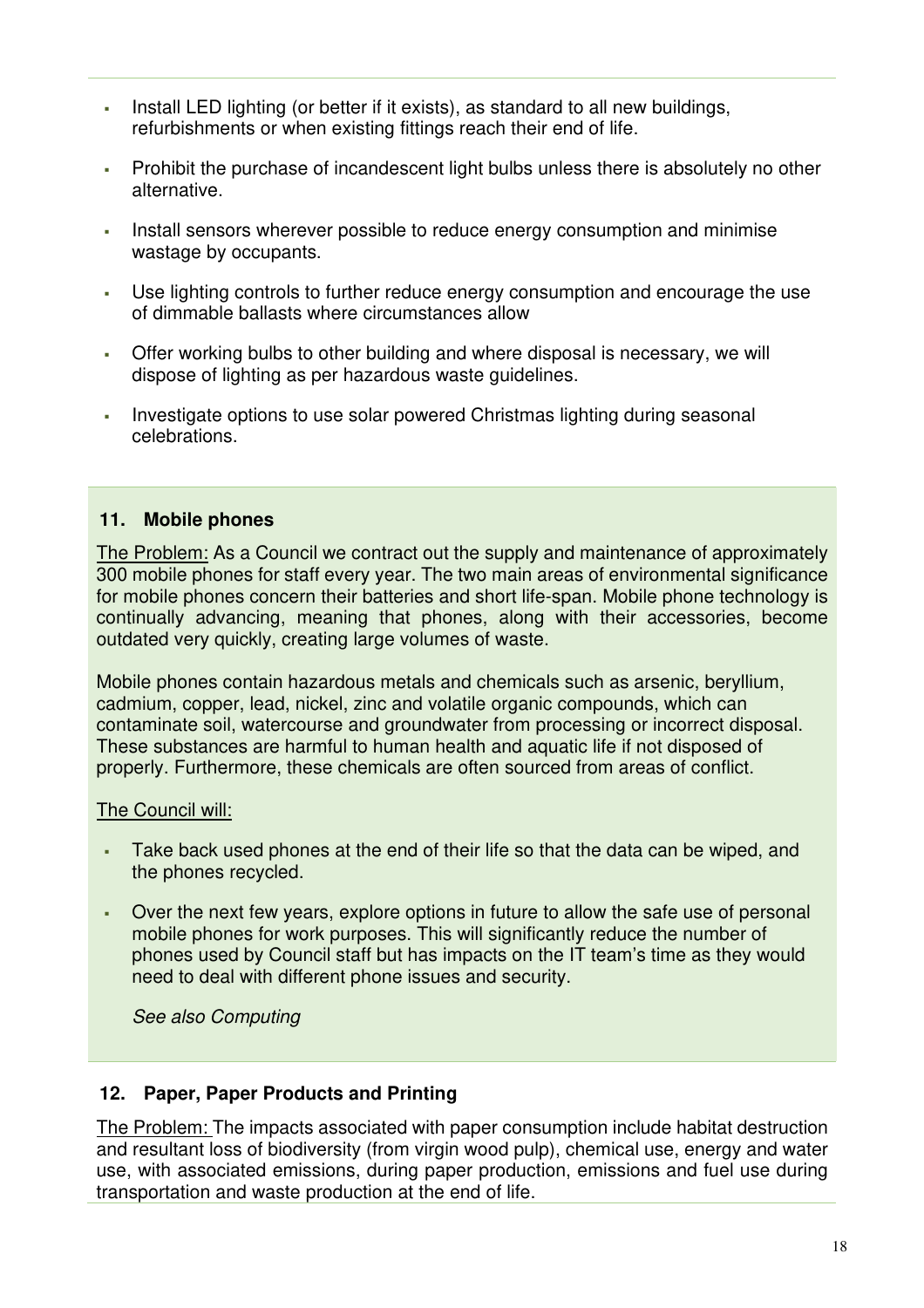- Install LED lighting (or better if it exists), as standard to all new buildings, refurbishments or when existing fittings reach their end of life.
- Prohibit the purchase of incandescent light bulbs unless there is absolutely no other alternative.
- Install sensors wherever possible to reduce energy consumption and minimise wastage by occupants.
- Use lighting controls to further reduce energy consumption and encourage the use of dimmable ballasts where circumstances allow
- Offer working bulbs to other building and where disposal is necessary, we will dispose of lighting as per hazardous waste guidelines.
- Investigate options to use solar powered Christmas lighting during seasonal celebrations.

### 11. Mobile phones

The Problem: As a Council we contract out the supply and maintenance of approximately 300 mobile phones for staff every year. The two main areas of environmental significance for mobile phones concern their batteries and short life-span. Mobile phone technology is continually advancing, meaning that phones, along with their accessories, become outdated very quickly, creating large volumes of waste.

Mobile phones contain hazardous metals and chemicals such as arsenic, beryllium, cadmium, copper, lead, nickel, zinc and volatile organic compounds, which can contaminate soil, watercourse and groundwater from processing or incorrect disposal. These substances are harmful to human health and aquatic life if not disposed of properly. Furthermore, these chemicals are often sourced from areas of conflict.

The Council will:

- Take back used phones at the end of their life so that the data can be wiped, and the phones recycled.
- Over the next few years, explore options in future to allow the safe use of personal mobile phones for work purposes. This will significantly reduce the number of phones used by Council staff but has impacts on the IT team's time as they would need to deal with different phone issues and security.

*See also Computing*

### 12. Paper, Paper Products and Printing

The Problem: The impacts associated with paper consumption include habitat destruction and resultant loss of biodiversity (from virgin wood pulp), chemical use, energy and water use, with associated emissions, during paper production, emissions and fuel use during transportation and waste production at the end of life.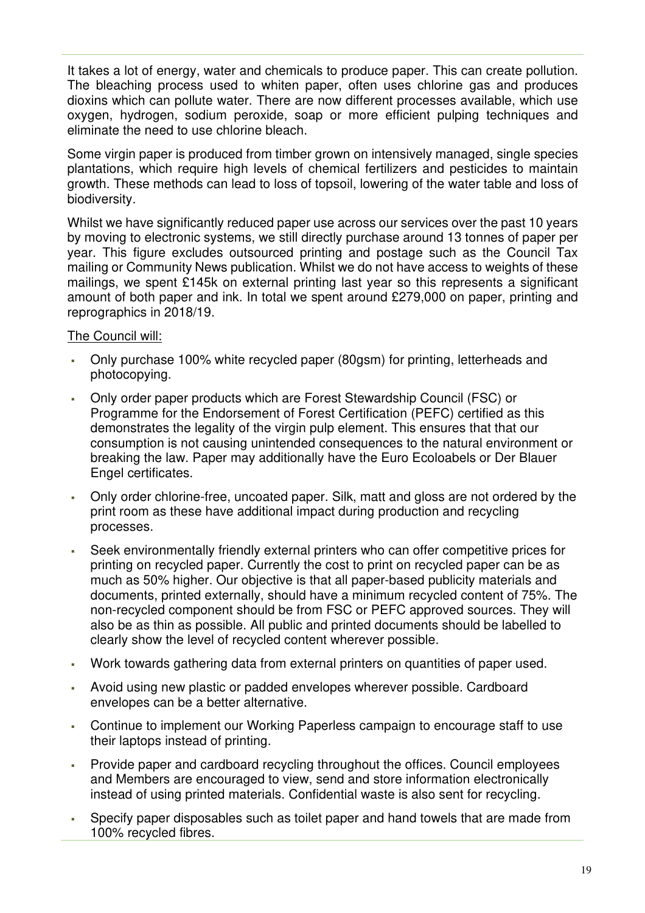It takes a lot of energy, water and chemicals to produce paper. This can create pollution. The bleaching process used to whiten paper, often uses chlorine gas and produces dioxins which can pollute water. There are now different processes available, which use oxygen, hydrogen, sodium peroxide, soap or more efficient pulping techniques and eliminate the need to use chlorine bleach.

Some virgin paper is produced from timber grown on intensively managed, single species plantations, which require high levels of chemical fertilizers and pesticides to maintain growth. These methods can lead to loss of topsoil, lowering of the water table and loss of biodiversity.

Whilst we have significantly reduced paper use across our services over the past 10 years by moving to electronic systems, we still directly purchase around 13 tonnes of paper per year. This figure excludes outsourced printing and postage such as the Council Tax mailing or Community News publication. Whilst we do not have access to weights of these mailings, we spent £145k on external printing last year so this represents a significant amount of both paper and ink. In total we spent around £279,000 on paper, printing and reprographics in 2018/19.

<u>The Council will:</u>

- Only purchase 100% white recycled paper (80gsm) for printing, letterheads and photocopying.
- Only order paper products which are Forest Stewardship Council (FSC) or Programme for the Endorsement of Forest Certification (PEFC) certified as this demonstrates the legality of the virgin pulp element. This ensures that that our consumption is not causing unintended consequences to the natural environment or breaking the law. Paper may additionally have the Euro Ecoloabels or Der Blauer Engel certificates.
- Only order chlorine-free, uncoated paper. Silk, matt and gloss are not ordered by the print room as these have additional impact during production and recycling processes.
- Seek environmentally friendly external printers who can offer competitive prices for printing on recycled paper. Currently the cost to print on recycled paper can be as much as 50% higher. Our objective is that all paper-based publicity materials and documents, printed externally, should have a minimum recycled content of 75%. The non-recycled component should be from FSC or PEFC approved sources. They will also be as thin as possible. All public and printed documents should be labelled to clearly show the level of recycled content wherever possible.
- Work towards gathering data from external printers on quantities of paper used.
- Avoid using new plastic or padded envelopes wherever possible. Cardboard envelopes can be a better alternative.
- Continue to implement our Working Paperless campaign to encourage staff to use their laptops instead of printing.
- Provide paper and cardboard recycling throughout the offices. Council employees and Members are encouraged to view, send and store information electronically instead of using printed materials. Confidential waste is also sent for recycling.
- Specify paper disposables such as toilet paper and hand towels that are made from 100% recycled fibres.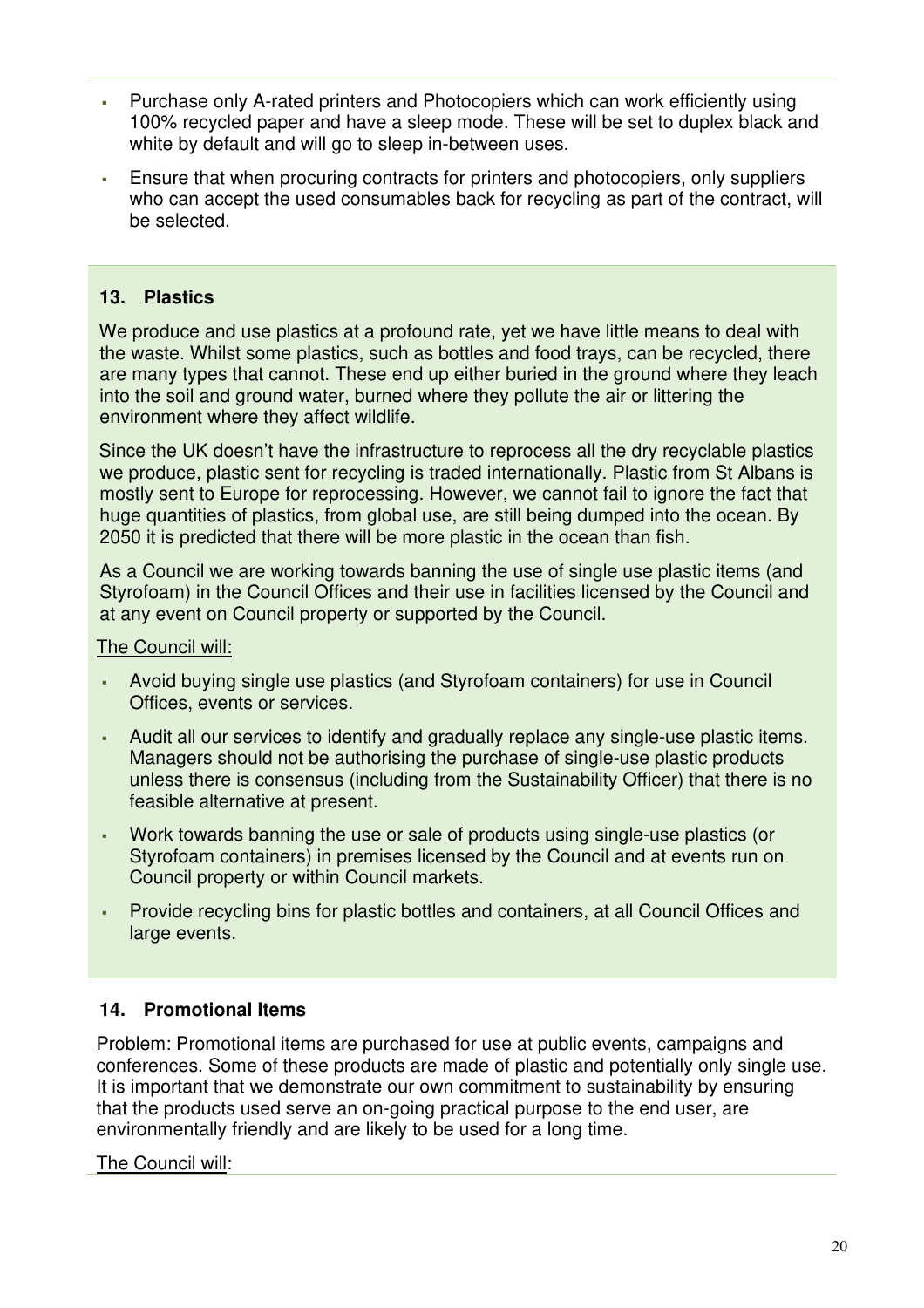- Purchase only A-rated printers and Photocopiers which can work efficiently using 100% recycled paper and have a sleep mode. These will be set to duplex black and white by default and will go to sleep in-between uses.
- Ensure that when procuring contracts for printers and photocopiers, only suppliers who can accept the used consumables back for recycling as part of the contract, will be selected.

### 13. Plastics

We produce and use plastics at a profound rate, yet we have little means to deal with the waste. Whilst some plastics, such as bottles and food trays, can be recycled, there are many types that cannot. These end up either buried in the ground where they leach into the soil and ground water, burned where they pollute the air or littering the environment where they affect wildlife.

Since the UK doesn't have the infrastructure to reprocess all the dry recyclable plastics we produce, plastic sent for recycling is traded internationally. Plastic from St Albans is mostly sent to Europe for reprocessing. However, we cannot fail to ignore the fact that huge quantities of plastics, from global use, are still being dumped into the ocean. By 2050 it is predicted that there will be more plastic in the ocean than fish.

As a Council we are working towards banning the use of single use plastic items (and Styrofoam) in the Council Offices and their use in facilities licensed by the Council and at any event on Council property or supported by the Council.

The Council will:

- Avoid buying single use plastics (and Styrofoam containers) for use in Council Offices, events or services.
- Audit all our services to identify and gradually replace any single-use plastic items. Managers should not be authorising the purchase of single-use plastic products unless there is consensus (including from the Sustainability Officer) that there is no feasible alternative at present.
- Work towards banning the use or sale of products using single-use plastics (or Styrofoam containers) in premises licensed by the Council and at events run on Council property or within Council markets.
- Provide recycling bins for plastic bottles and containers, at all Council Offices and large events.

### 14. Promotional Items

Problem: Promotional items are purchased for use at public events, campaigns and conferences. Some of these products are made of plastic and potentially only single use. It is important that we demonstrate our own commitment to sustainability by ensuring that the products used serve an on-going practical purpose to the end user, are environmentally friendly and are likely to be used for a long time.

The Council will: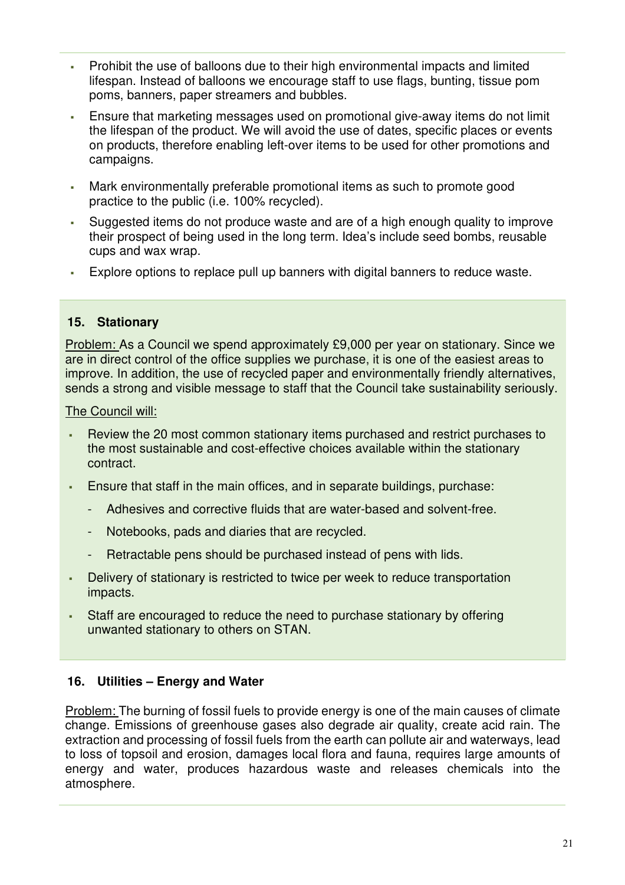- Prohibit the use of balloons due to their high environmental impacts and limited lifespan. Instead of balloons we encourage staff to use flags, bunting, tissue pom poms, banners, paper streamers and bubbles.
- Ensure that marketing messages used on promotional give-away items do not limit the lifespan of the product. We will avoid the use of dates, specific places or events on products, therefore enabling left-over items to be used for other promotions and campaigns.
- Mark environmentally preferable promotional items as such to promote good practice to the public (i.e. 100% recycled).
- Suggested items do not produce waste and are of a high enough quality to improve their prospect of being used in the long term. Idea's include seed bombs, reusable cups and wax wrap.
- Explore options to replace pull up banners with digital banners to reduce waste.

### 15. Stationary

Problem: As a Council we spend approximately £9,000 per year on stationary. Since we are in direct control of the office supplies we purchase, it is one of the easiest areas to improve. In addition, the use of recycled paper and environmentally friendly alternatives, sends a strong and visible message to staff that the Council take sustainability seriously.

The Council will:

- Review the 20 most common stationary items purchased and restrict purchases to the most sustainable and cost-effective choices available within the stationary contract.
- Ensure that staff in the main offices, and in separate buildings, purchase:
  - Adhesives and corrective fluids that are water-based and solvent-free.
  - Notebooks, pads and diaries that are recycled.
  - Retractable pens should be purchased instead of pens with lids.
- Delivery of stationary is restricted to twice per week to reduce transportation impacts.
- Staff are encouraged to reduce the need to purchase stationary by offering unwanted stationary to others on STAN.

### 16. Utilities – Energy and Water

Problem: The burning of fossil fuels to provide energy is one of the main causes of climate change. Emissions of greenhouse gases also degrade air quality, create acid rain. The extraction and processing of fossil fuels from the earth can pollute air and waterways, lead to loss of topsoil and erosion, damages local flora and fauna, requires large amounts of energy and water, produces hazardous waste and releases chemicals into the atmosphere.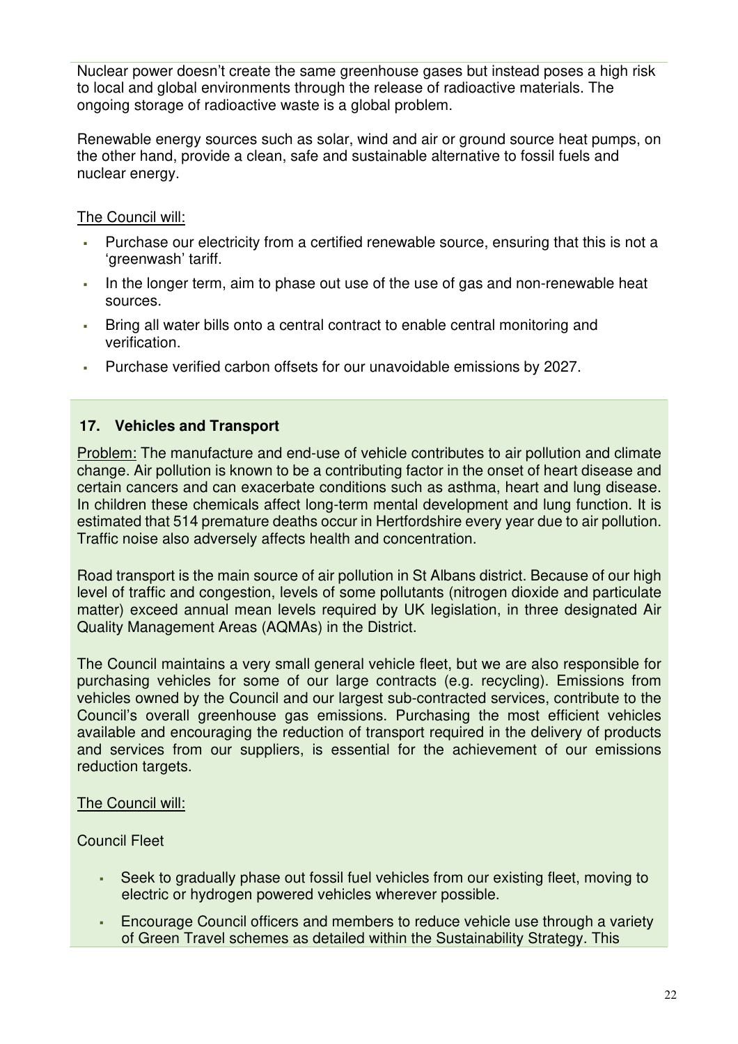Nuclear power doesn't create the same greenhouse gases but instead poses a high risk to local and global environments through the release of radioactive materials. The ongoing storage of radioactive waste is a global problem.

Renewable energy sources such as solar, wind and air or ground source heat pumps, on the other hand, provide a clean, safe and sustainable alternative to fossil fuels and nuclear energy.

The Council will:

- Purchase our electricity from a certified renewable source, ensuring that this is not a 'greenwash' tariff.
- In the longer term, aim to phase out use of the use of gas and non-renewable heat sources.
- Bring all water bills onto a central contract to enable central monitoring and verification.
- Purchase verified carbon offsets for our unavoidable emissions by 2027.

### 17. Vehicles and Transport

Problem: The manufacture and end-use of vehicle contributes to air pollution and climate change. Air pollution is known to be a contributing factor in the onset of heart disease and certain cancers and can exacerbate conditions such as asthma, heart and lung disease. In children these chemicals affect long-term mental development and lung function. It is estimated that 514 premature deaths occur in Hertfordshire every year due to air pollution. Traffic noise also adversely affects health and concentration.

Road transport is the main source of air pollution in St Albans district. Because of our high level of traffic and congestion, levels of some pollutants (nitrogen dioxide and particulate matter) exceed annual mean levels required by UK legislation, in three designated Air Quality Management Areas (AQMAs) in the District.

The Council maintains a very small general vehicle fleet, but we are also responsible for purchasing vehicles for some of our large contracts (e.g. recycling). Emissions from vehicles owned by the Council and our largest sub-contracted services, contribute to the Council's overall greenhouse gas emissions. Purchasing the most efficient vehicles available and encouraging the reduction of transport required in the delivery of products and services from our suppliers, is essential for the achievement of our emissions reduction targets.

The Council will:

Council Fleet

- Seek to gradually phase out fossil fuel vehicles from our existing fleet, moving to electric or hydrogen powered vehicles wherever possible.
- Encourage Council officers and members to reduce vehicle use through a variety of Green Travel schemes as detailed within the Sustainability Strategy. This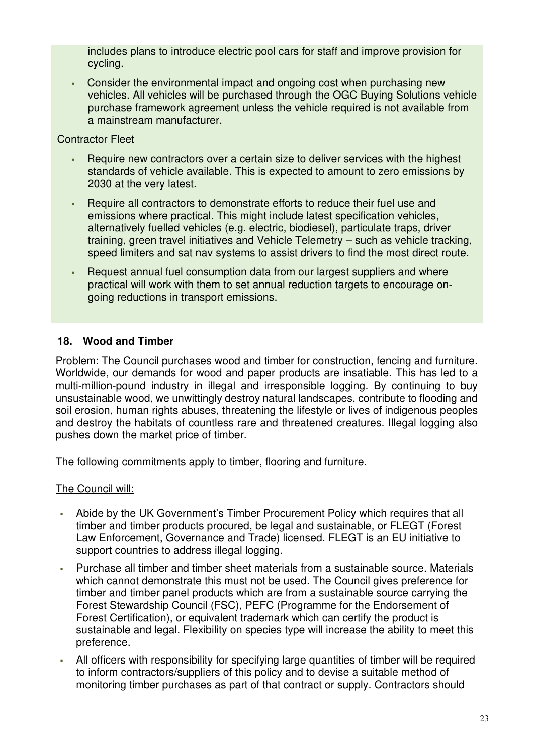includes plans to introduce electric pool cars for staff and improve provision for cycling.

- Consider the environmental impact and ongoing cost when purchasing new vehicles. All vehicles will be purchased through the OGC Buying Solutions vehicle purchase framework agreement unless the vehicle required is not available from a mainstream manufacturer.

Contractor Fleet

- Require new contractors over a certain size to deliver services with the highest standards of vehicle available. This is expected to amount to zero emissions by 2030 at the very latest.
- Require all contractors to demonstrate efforts to reduce their fuel use and emissions where practical. This might include latest specification vehicles, alternatively fuelled vehicles (e.g. electric, biodiesel), particulate traps, driver training, green travel initiatives and Vehicle Telemetry – such as vehicle tracking, speed limiters and sat nav systems to assist drivers to find the most direct route.
- Request annual fuel consumption data from our largest suppliers and where practical will work with them to set annual reduction targets to encourage on-going reductions in transport emissions.

## 18. Wood and Timber

Problem: The Council purchases wood and timber for construction, fencing and furniture. Worldwide, our demands for wood and paper products are insatiable. This has led to a multi-million-pound industry in illegal and irresponsible logging. By continuing to buy unsustainable wood, we unwittingly destroy natural landscapes, contribute to flooding and soil erosion, human rights abuses, threatening the lifestyle or lives of indigenous peoples and destroy the habitats of countless rare and threatened creatures. Illegal logging also pushes down the market price of timber.

The following commitments apply to timber, flooring and furniture.

The Council will:

- Abide by the UK Government's Timber Procurement Policy which requires that all timber and timber products procured, be legal and sustainable, or FLEGT (Forest Law Enforcement, Governance and Trade) licensed. FLEGT is an EU initiative to support countries to address illegal logging.
- Purchase all timber and timber sheet materials from a sustainable source. Materials which cannot demonstrate this must not be used. The Council gives preference for timber and timber panel products which are from a sustainable source carrying the Forest Stewardship Council (FSC), PEFC (Programme for the Endorsement of Forest Certification), or equivalent trademark which can certify the product is sustainable and legal. Flexibility on species type will increase the ability to meet this preference.
- All officers with responsibility for specifying large quantities of timber will be required to inform contractors/suppliers of this policy and to devise a suitable method of monitoring timber purchases as part of that contract or supply. Contractors should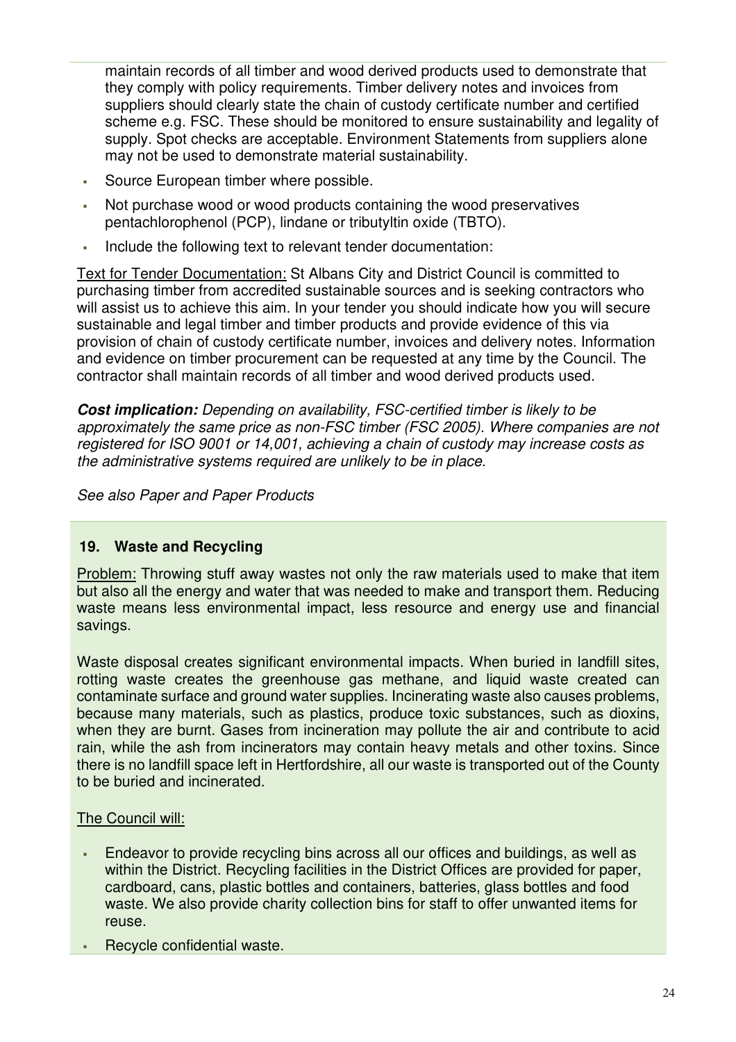maintain records of all timber and wood derived products used to demonstrate that they comply with policy requirements. Timber delivery notes and invoices from suppliers should clearly state the chain of custody certificate number and certified scheme e.g. FSC. These should be monitored to ensure sustainability and legality of supply. Spot checks are acceptable. Environment Statements from suppliers alone may not be used to demonstrate material sustainability.

- Source European timber where possible.
- Not purchase wood or wood products containing the wood preservatives pentachlorophenol (PCP), lindane or tributyltin oxide (TBTO).
- Include the following text to relevant tender documentation:

Text for Tender Documentation: St Albans City and District Council is committed to purchasing timber from accredited sustainable sources and is seeking contractors who will assist us to achieve this aim. In your tender you should indicate how you will secure sustainable and legal timber and timber products and provide evidence of this via provision of chain of custody certificate number, invoices and delivery notes. Information and evidence on timber procurement can be requested at any time by the Council. The contractor shall maintain records of all timber and wood derived products used.

***Cost implication:*** *Depending on availability, FSC-certified timber is likely to be approximately the same price as non-FSC timber (FSC 2005). Where companies are not registered for ISO 9001 or 14,001, achieving a chain of custody may increase costs as the administrative systems required are unlikely to be in place.*

*See also Paper and Paper Products*

## 19. Waste and Recycling

Problem: Throwing stuff away wastes not only the raw materials used to make that item but also all the energy and water that was needed to make and transport them. Reducing waste means less environmental impact, less resource and energy use and financial savings.

Waste disposal creates significant environmental impacts. When buried in landfill sites, rotting waste creates the greenhouse gas methane, and liquid waste created can contaminate surface and ground water supplies. Incinerating waste also causes problems, because many materials, such as plastics, produce toxic substances, such as dioxins, when they are burnt. Gases from incineration may pollute the air and contribute to acid rain, while the ash from incinerators may contain heavy metals and other toxins. Since there is no landfill space left in Hertfordshire, all our waste is transported out of the County to be buried and incinerated.

The Council will:

- Endeavor to provide recycling bins across all our offices and buildings, as well as within the District. Recycling facilities in the District Offices are provided for paper, cardboard, cans, plastic bottles and containers, batteries, glass bottles and food waste. We also provide charity collection bins for staff to offer unwanted items for reuse.
- Recycle confidential waste.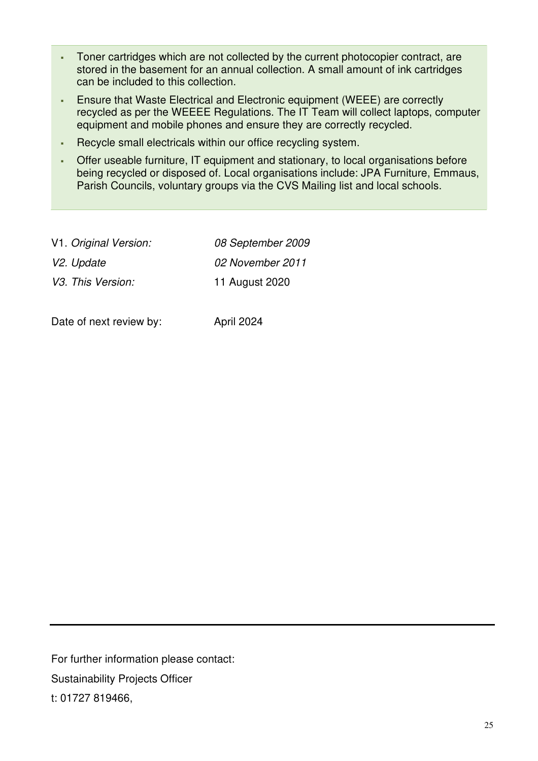- Toner cartridges which are not collected by the current photocopier contract, are stored in the basement for an annual collection. A small amount of ink cartridges can be included to this collection.
- Ensure that Waste Electrical and Electronic equipment (WEEE) are correctly recycled as per the WEEEE Regulations. The IT Team will collect laptops, computer equipment and mobile phones and ensure they are correctly recycled.
- Recycle small electricals within our office recycling system.
- Offer useable furniture, IT equipment and stationary, to local organisations before being recycled or disposed of. Local organisations include: JPA Furniture, Emmaus, Parish Councils, voluntary groups via the CVS Mailing list and local schools.

| | |
|---|---|
| V1. *Original Version:* | *08 September 2009* |
| *V2. Update* | *02 November 2011* |
| *V3. This Version:* | 11 August 2020 |
| | |
| Date of next review by: | April 2024 |

---

For further information please contact:

Sustainability Projects Officer

t: 01727 819466,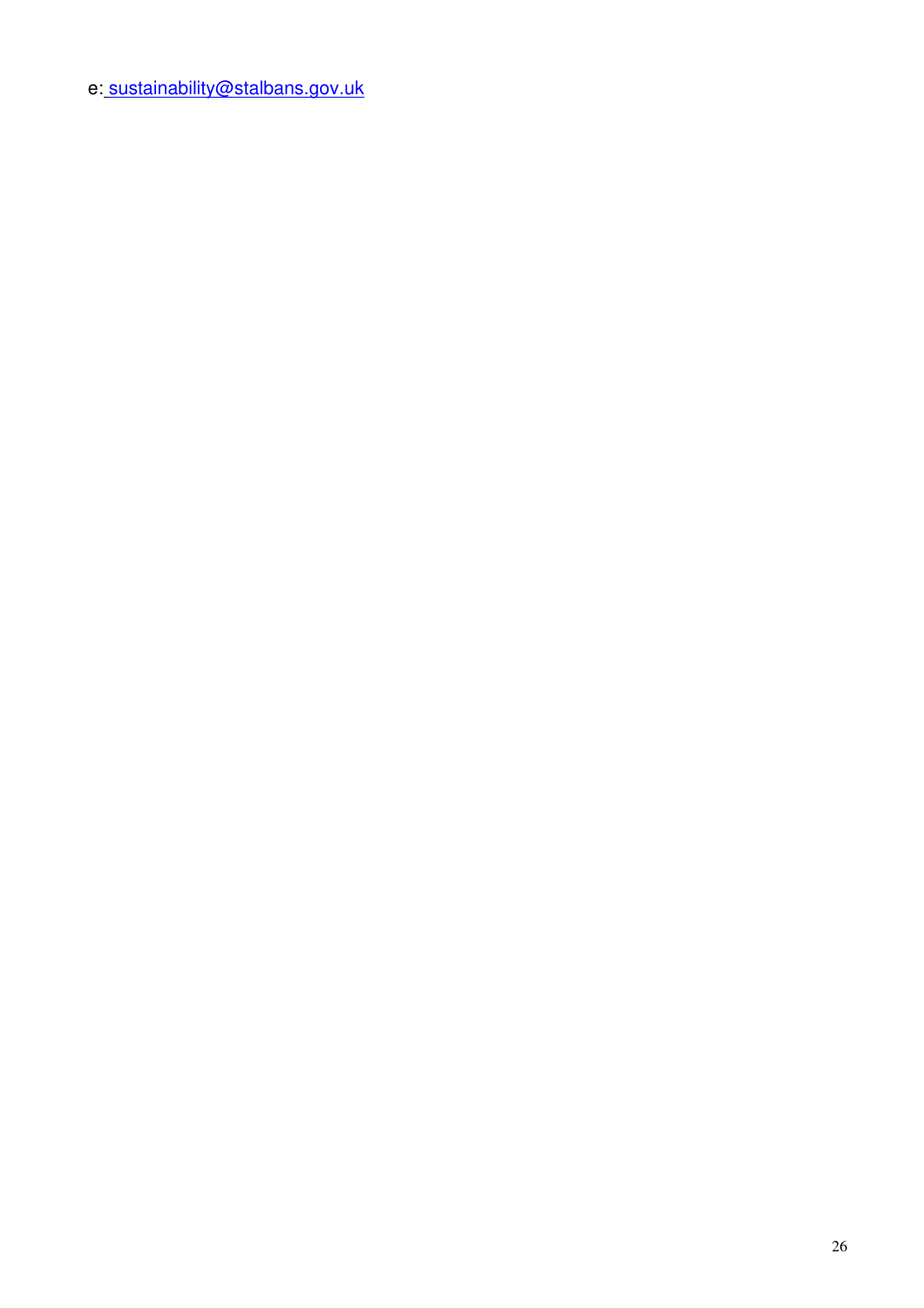e: sustainability@stalbans.gov.uk